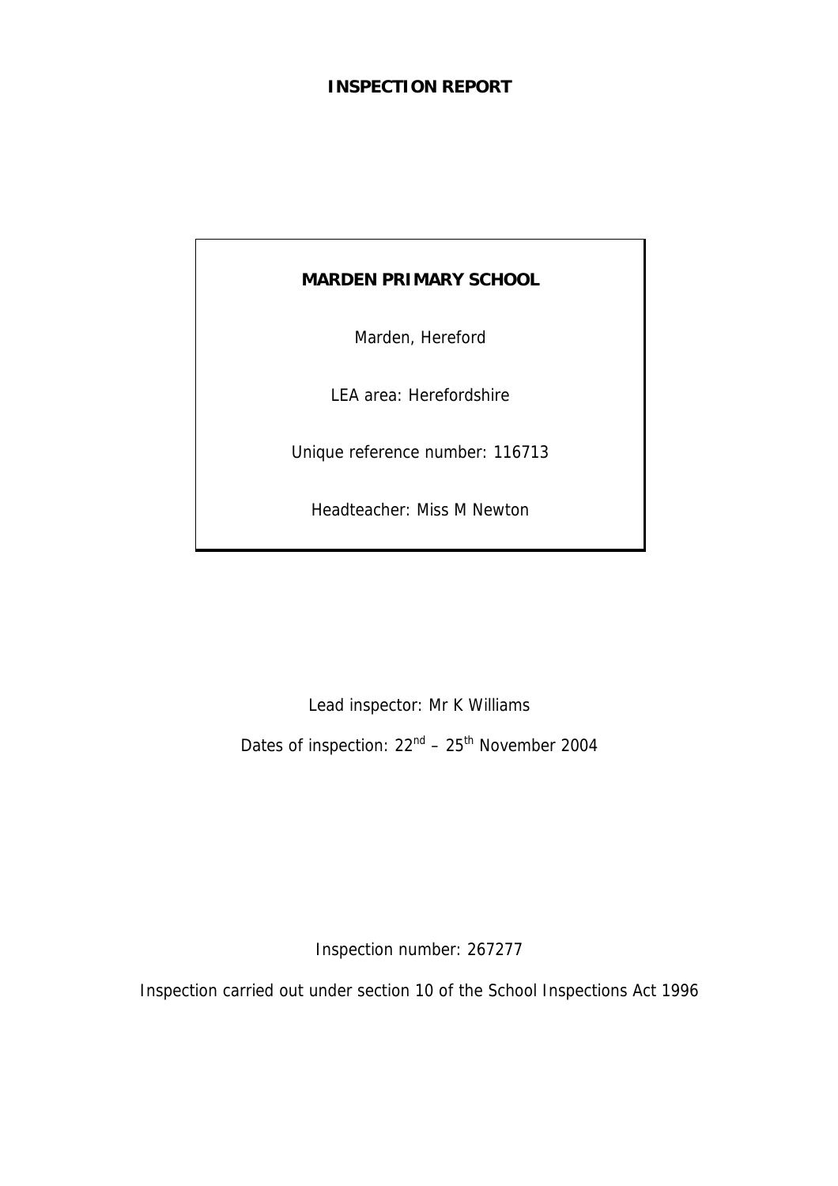# INSPECTION REPORT

**MARDEN PRIMARY SCHOOL**

Marden, Hereford

LEA area: Herefordshire

Unique reference number: 116713

Headteacher: Miss M Newton

Lead inspector: Mr K Williams

Dates of inspection: 22nd – 25th November 2004

Inspection number: 267277

Inspection carried out under section 10 of the School Inspections Act 1996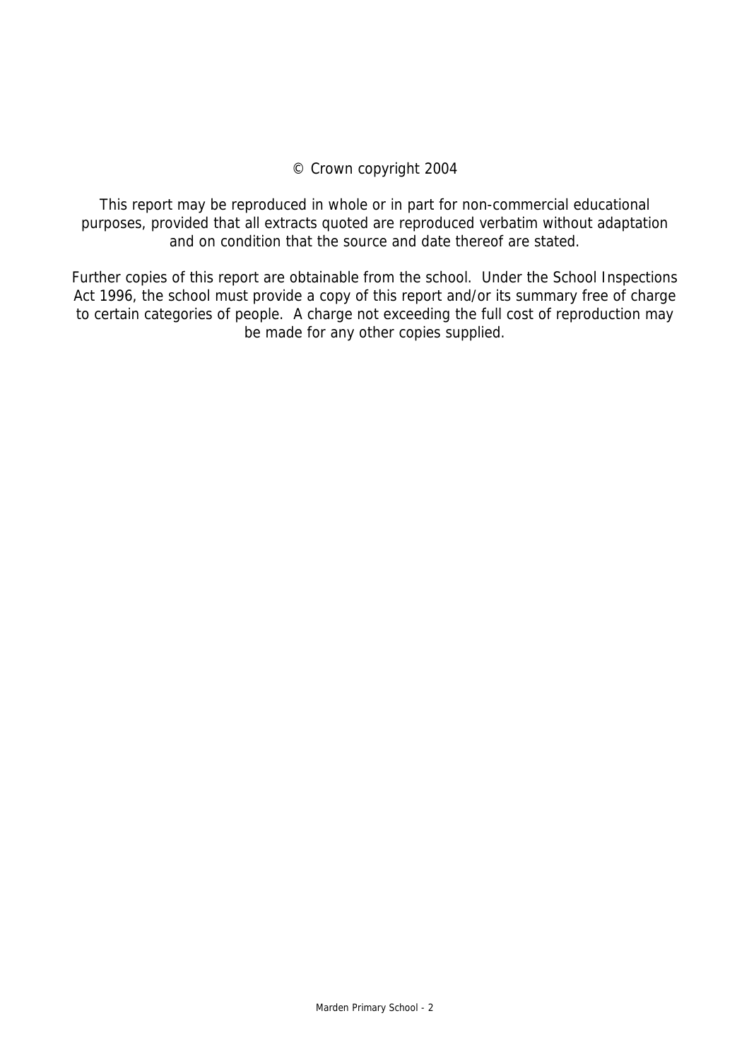© Crown copyright 2004

This report may be reproduced in whole or in part for non-commercial educational purposes, provided that all extracts quoted are reproduced verbatim without adaptation and on condition that the source and date thereof are stated.

Further copies of this report are obtainable from the school. Under the School Inspections Act 1996, the school must provide a copy of this report and/or its summary free of charge to certain categories of people. A charge not exceeding the full cost of reproduction may be made for any other copies supplied.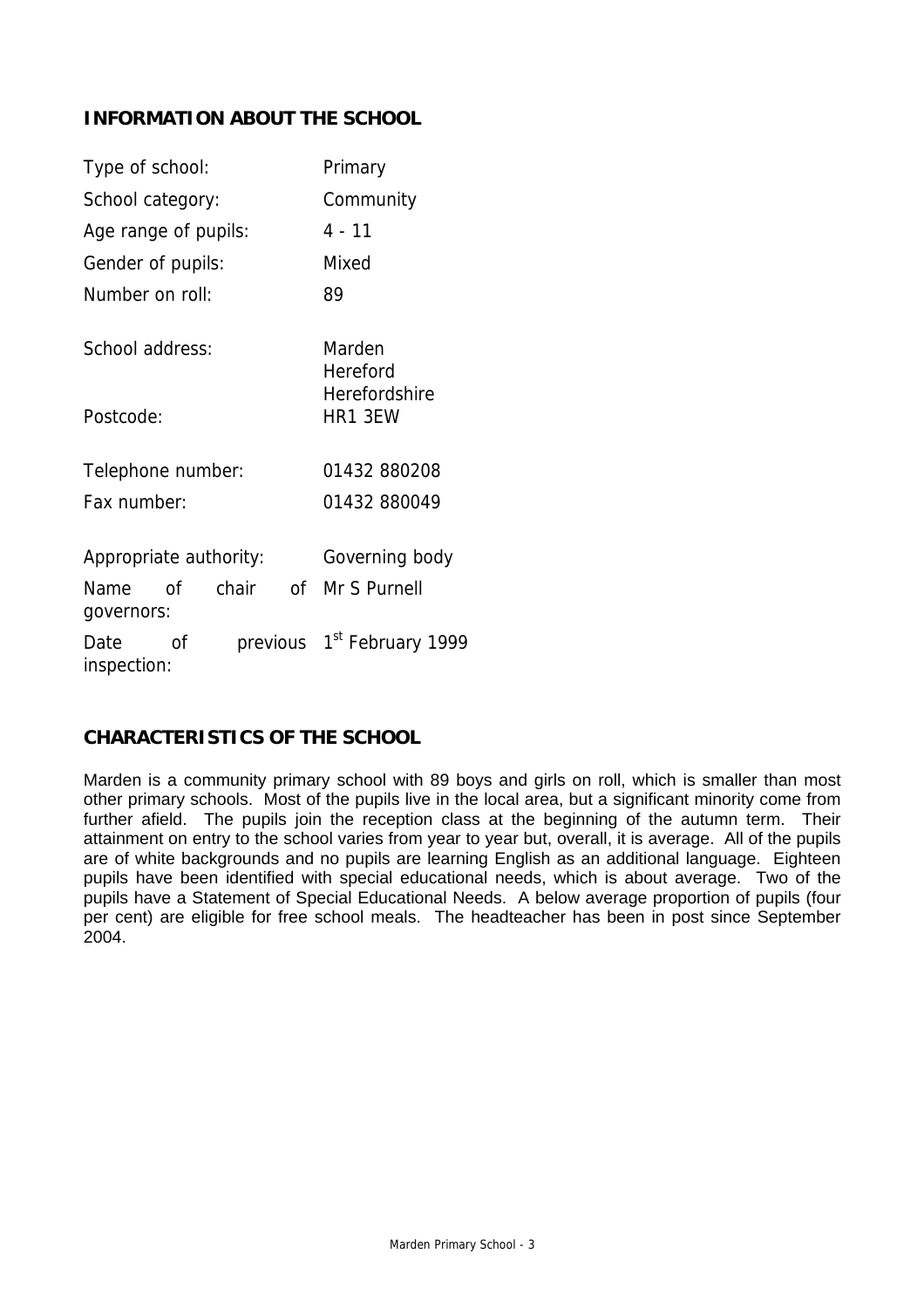## INFORMATION ABOUT THE SCHOOL

| | |
|---|---|
| Type of school: | Primary |
| School category: | Community |
| Age range of pupils: | 4 - 11 |
| Gender of pupils: | Mixed |
| Number on roll: | 89 |
| School address: | Marden<br>Hereford<br>Herefordshire |
| Postcode: | HR1 3EW |
| Telephone number: | 01432 880208 |
| Fax number: | 01432 880049 |
| Appropriate authority: | Governing body |
| Name of chair of governors: | Mr S Purnell |
| Date of previous inspection: | 1st February 1999 |

## CHARACTERISTICS OF THE SCHOOL

Marden is a community primary school with 89 boys and girls on roll, which is smaller than most other primary schools. Most of the pupils live in the local area, but a significant minority come from further afield. The pupils join the reception class at the beginning of the autumn term. Their attainment on entry to the school varies from year to year but, overall, it is average. All of the pupils are of white backgrounds and no pupils are learning English as an additional language. Eighteen pupils have been identified with special educational needs, which is about average. Two of the pupils have a Statement of Special Educational Needs. A below average proportion of pupils (four per cent) are eligible for free school meals. The headteacher has been in post since September 2004.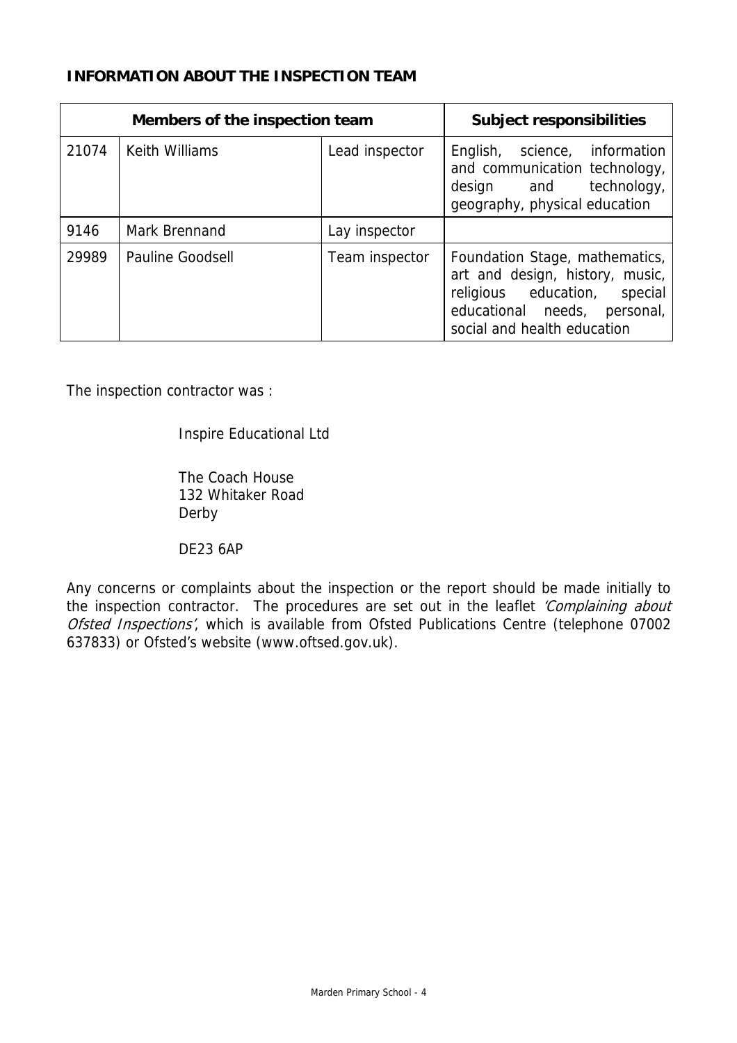**INFORMATION ABOUT THE INSPECTION TEAM**

| Members of the inspection team | | | Subject responsibilities |
|---|---|---|---|
| 21074 | Keith Williams | Lead inspector | English, science, information and communication technology, design and technology, geography, physical education |
| 9146 | Mark Brennand | Lay inspector | |
| 29989 | Pauline Goodsell | Team inspector | Foundation Stage, mathematics, art and design, history, music, religious education, special educational needs, personal, social and health education |

The inspection contractor was :

Inspire Educational Ltd

The Coach House
132 Whitaker Road
Derby

DE23 6AP

Any concerns or complaints about the inspection or the report should be made initially to the inspection contractor. The procedures are set out in the leaflet *'Complaining about Ofsted Inspections'*, which is available from Ofsted Publications Centre (telephone 07002 637833) or Ofsted's website (www.oftsed.gov.uk).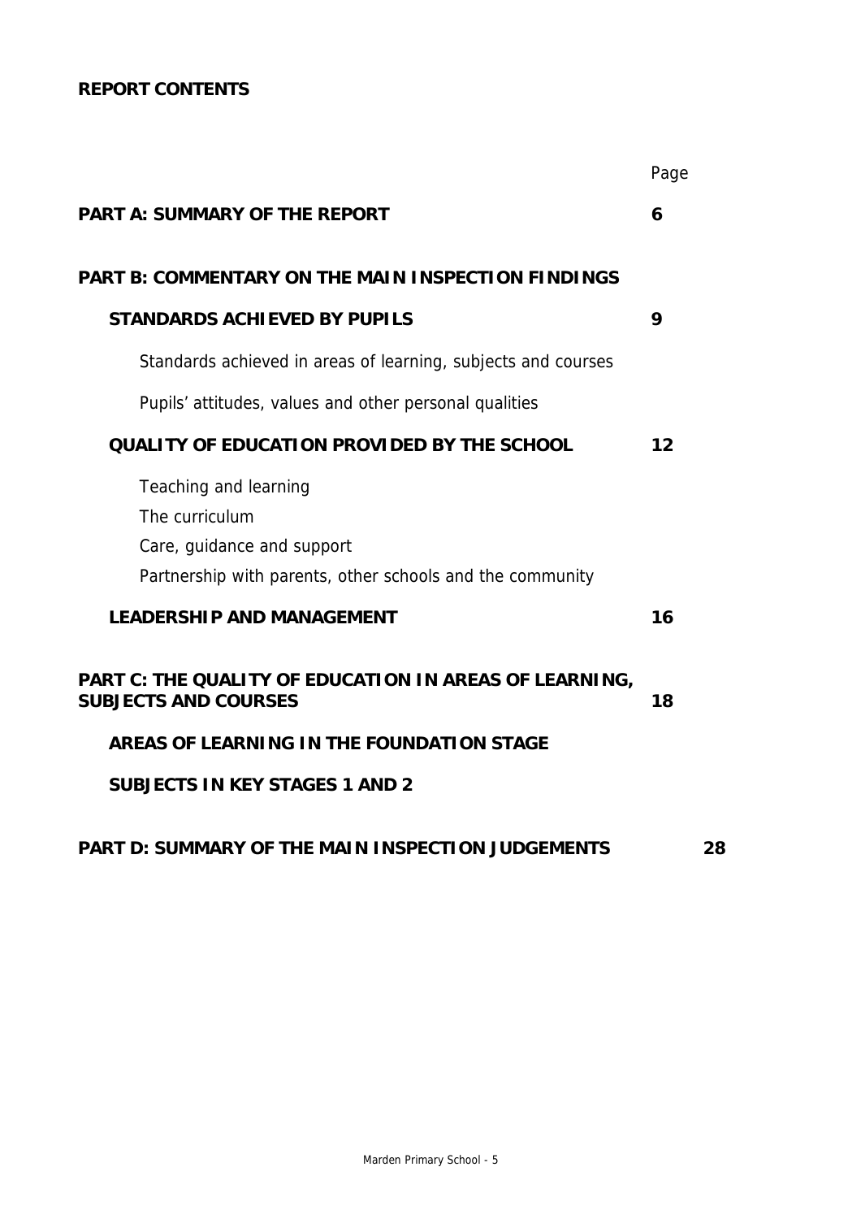**REPORT CONTENTS**

| | Page |
|---|---|
| **PART A: SUMMARY OF THE REPORT** | **6** |
| **PART B: COMMENTARY ON THE MAIN INSPECTION FINDINGS** | |
| **STANDARDS ACHIEVED BY PUPILS** | **9** |
| Standards achieved in areas of learning, subjects and courses | |
| Pupils' attitudes, values and other personal qualities | |
| **QUALITY OF EDUCATION PROVIDED BY THE SCHOOL** | **12** |
| Teaching and learning | |
| The curriculum | |
| Care, guidance and support | |
| Partnership with parents, other schools and the community | |
| **LEADERSHIP AND MANAGEMENT** | **16** |
| **PART C: THE QUALITY OF EDUCATION IN AREAS OF LEARNING, SUBJECTS AND COURSES** | **18** |
| **AREAS OF LEARNING IN THE FOUNDATION STAGE** | |
| **SUBJECTS IN KEY STAGES 1 AND 2** | |
| **PART D: SUMMARY OF THE MAIN INSPECTION JUDGEMENTS** | **28** |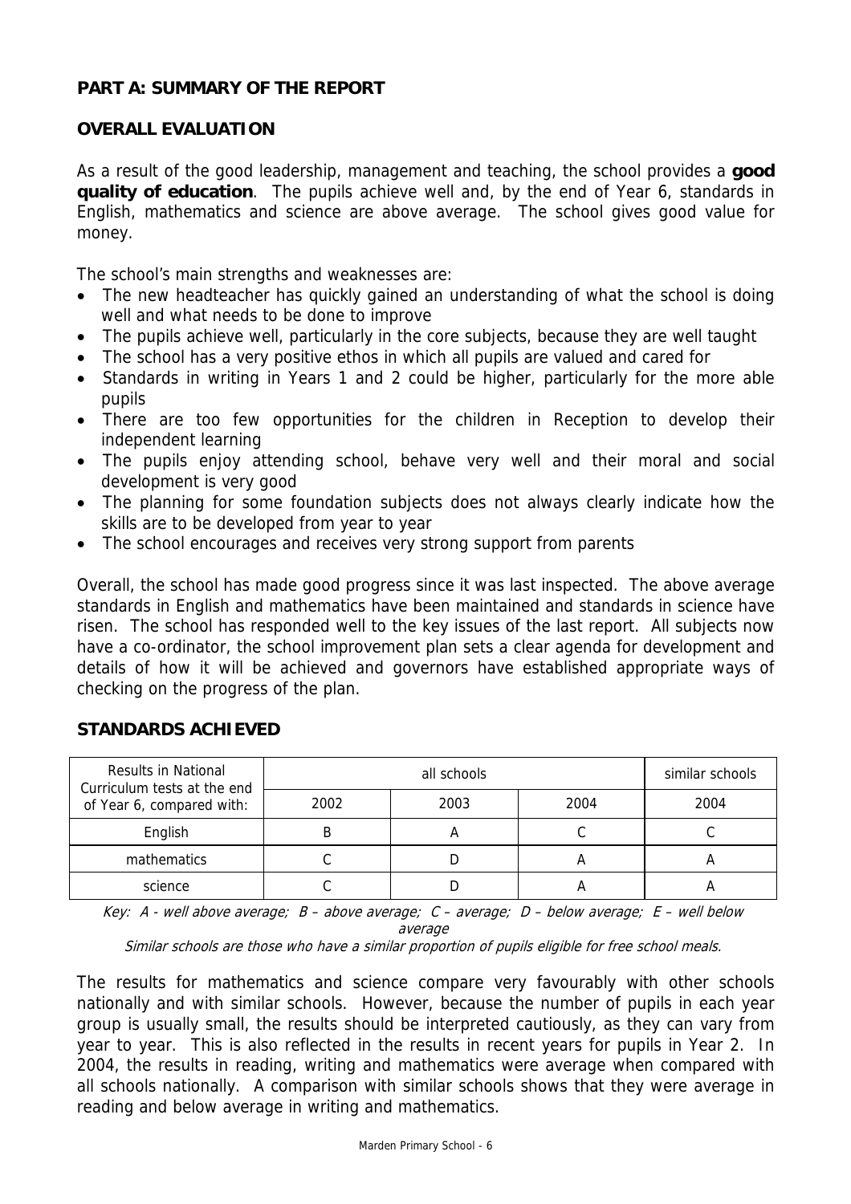## PART A: SUMMARY OF THE REPORT

### OVERALL EVALUATION

As a result of the good leadership, management and teaching, the school provides a **good quality of education**. The pupils achieve well and, by the end of Year 6, standards in English, mathematics and science are above average. The school gives good value for money.

The school's main strengths and weaknesses are:

- The new headteacher has quickly gained an understanding of what the school is doing well and what needs to be done to improve
- The pupils achieve well, particularly in the core subjects, because they are well taught
- The school has a very positive ethos in which all pupils are valued and cared for
- Standards in writing in Years 1 and 2 could be higher, particularly for the more able pupils
- There are too few opportunities for the children in Reception to develop their independent learning
- The pupils enjoy attending school, behave very well and their moral and social development is very good
- The planning for some foundation subjects does not always clearly indicate how the skills are to be developed from year to year
- The school encourages and receives very strong support from parents

Overall, the school has made good progress since it was last inspected. The above average standards in English and mathematics have been maintained and standards in science have risen. The school has responded well to the key issues of the last report. All subjects now have a co-ordinator, the school improvement plan sets a clear agenda for development and details of how it will be achieved and governors have established appropriate ways of checking on the progress of the plan.

### STANDARDS ACHIEVED

| Results in National Curriculum tests at the end of Year 6, compared with: | all schools | | | similar schools |
|---|---|---|---|---|
| | 2002 | 2003 | 2004 | 2004 |
| English | B | A | C | C |
| mathematics | C | D | A | A |
| science | C | D | A | A |

*Key: A - well above average; B – above average; C – average; D – below average; E – well below average*

*Similar schools are those who have a similar proportion of pupils eligible for free school meals.*

The results for mathematics and science compare very favourably with other schools nationally and with similar schools. However, because the number of pupils in each year group is usually small, the results should be interpreted cautiously, as they can vary from year to year. This is also reflected in the results in recent years for pupils in Year 2. In 2004, the results in reading, writing and mathematics were average when compared with all schools nationally. A comparison with similar schools shows that they were average in reading and below average in writing and mathematics.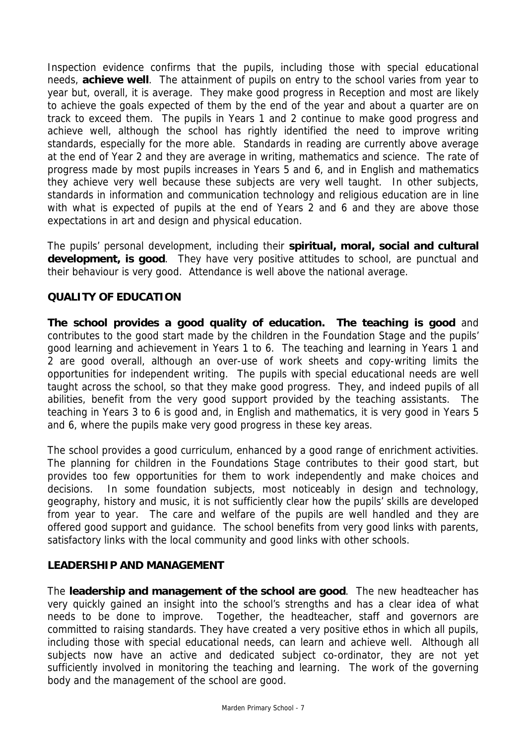Inspection evidence confirms that the pupils, including those with special educational needs, **achieve well**. The attainment of pupils on entry to the school varies from year to year but, overall, it is average. They make good progress in Reception and most are likely to achieve the goals expected of them by the end of the year and about a quarter are on track to exceed them. The pupils in Years 1 and 2 continue to make good progress and achieve well, although the school has rightly identified the need to improve writing standards, especially for the more able. Standards in reading are currently above average at the end of Year 2 and they are average in writing, mathematics and science. The rate of progress made by most pupils increases in Years 5 and 6, and in English and mathematics they achieve very well because these subjects are very well taught. In other subjects, standards in information and communication technology and religious education are in line with what is expected of pupils at the end of Years 2 and 6 and they are above those expectations in art and design and physical education.

The pupils' personal development, including their **spiritual, moral, social and cultural development, is good**. They have very positive attitudes to school, are punctual and their behaviour is very good. Attendance is well above the national average.

## QUALITY OF EDUCATION

**The school provides a good quality of education. The teaching is good** and contributes to the good start made by the children in the Foundation Stage and the pupils' good learning and achievement in Years 1 to 6. The teaching and learning in Years 1 and 2 are good overall, although an over-use of work sheets and copy-writing limits the opportunities for independent writing. The pupils with special educational needs are well taught across the school, so that they make good progress. They, and indeed pupils of all abilities, benefit from the very good support provided by the teaching assistants. The teaching in Years 3 to 6 is good and, in English and mathematics, it is very good in Years 5 and 6, where the pupils make very good progress in these key areas.

The school provides a good curriculum, enhanced by a good range of enrichment activities. The planning for children in the Foundations Stage contributes to their good start, but provides too few opportunities for them to work independently and make choices and decisions. In some foundation subjects, most noticeably in design and technology, geography, history and music, it is not sufficiently clear how the pupils' skills are developed from year to year. The care and welfare of the pupils are well handled and they are offered good support and guidance. The school benefits from very good links with parents, satisfactory links with the local community and good links with other schools.

## LEADERSHIP AND MANAGEMENT

The **leadership and management of the school are good**. The new headteacher has very quickly gained an insight into the school's strengths and has a clear idea of what needs to be done to improve. Together, the headteacher, staff and governors are committed to raising standards. They have created a very positive ethos in which all pupils, including those with special educational needs, can learn and achieve well. Although all subjects now have an active and dedicated subject co-ordinator, they are not yet sufficiently involved in monitoring the teaching and learning. The work of the governing body and the management of the school are good.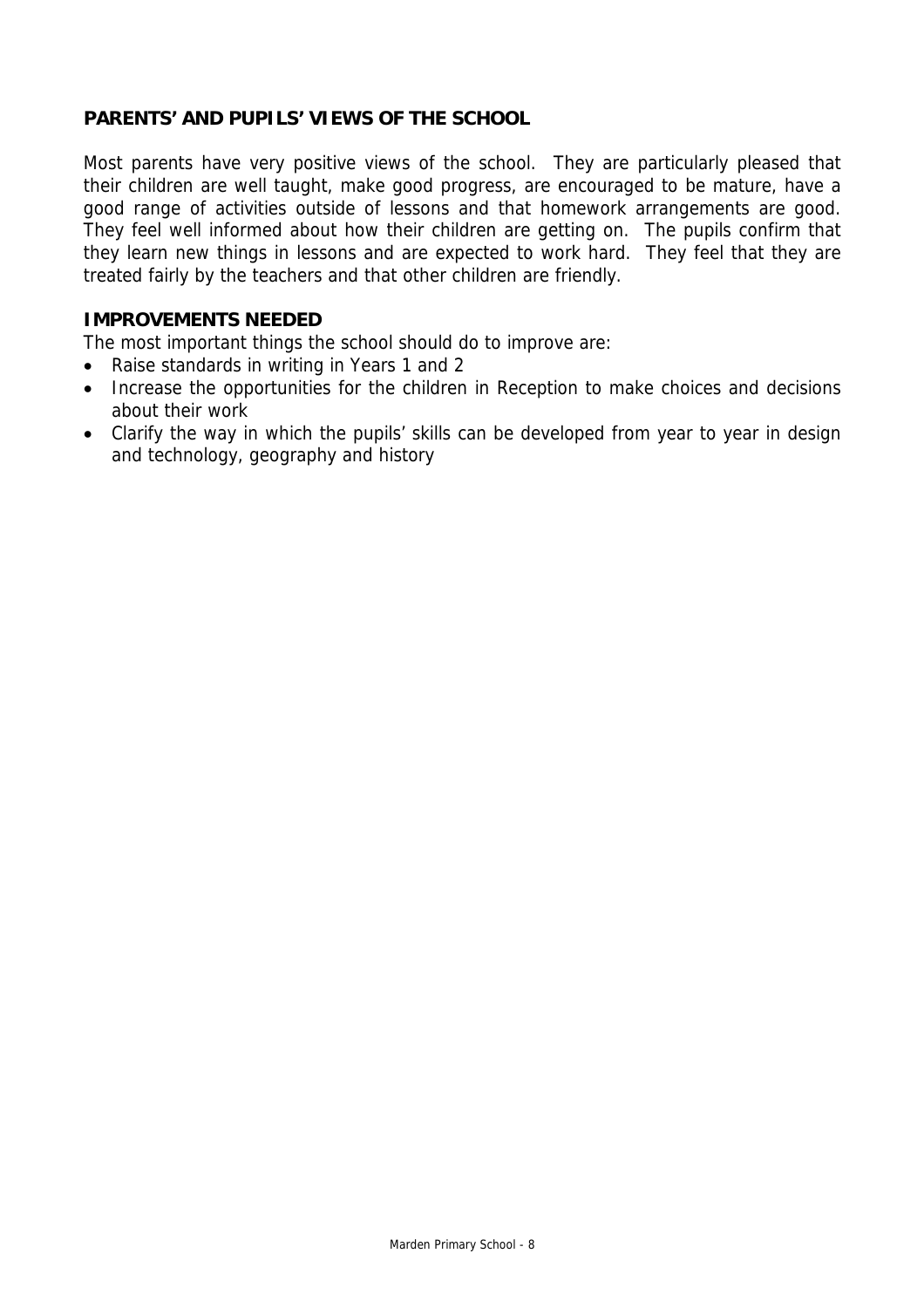### PARENTS' AND PUPILS' VIEWS OF THE SCHOOL

Most parents have very positive views of the school. They are particularly pleased that their children are well taught, make good progress, are encouraged to be mature, have a good range of activities outside of lessons and that homework arrangements are good. They feel well informed about how their children are getting on. The pupils confirm that they learn new things in lessons and are expected to work hard. They feel that they are treated fairly by the teachers and that other children are friendly.

### IMPROVEMENTS NEEDED

The most important things the school should do to improve are:

- Raise standards in writing in Years 1 and 2
- Increase the opportunities for the children in Reception to make choices and decisions about their work
- Clarify the way in which the pupils' skills can be developed from year to year in design and technology, geography and history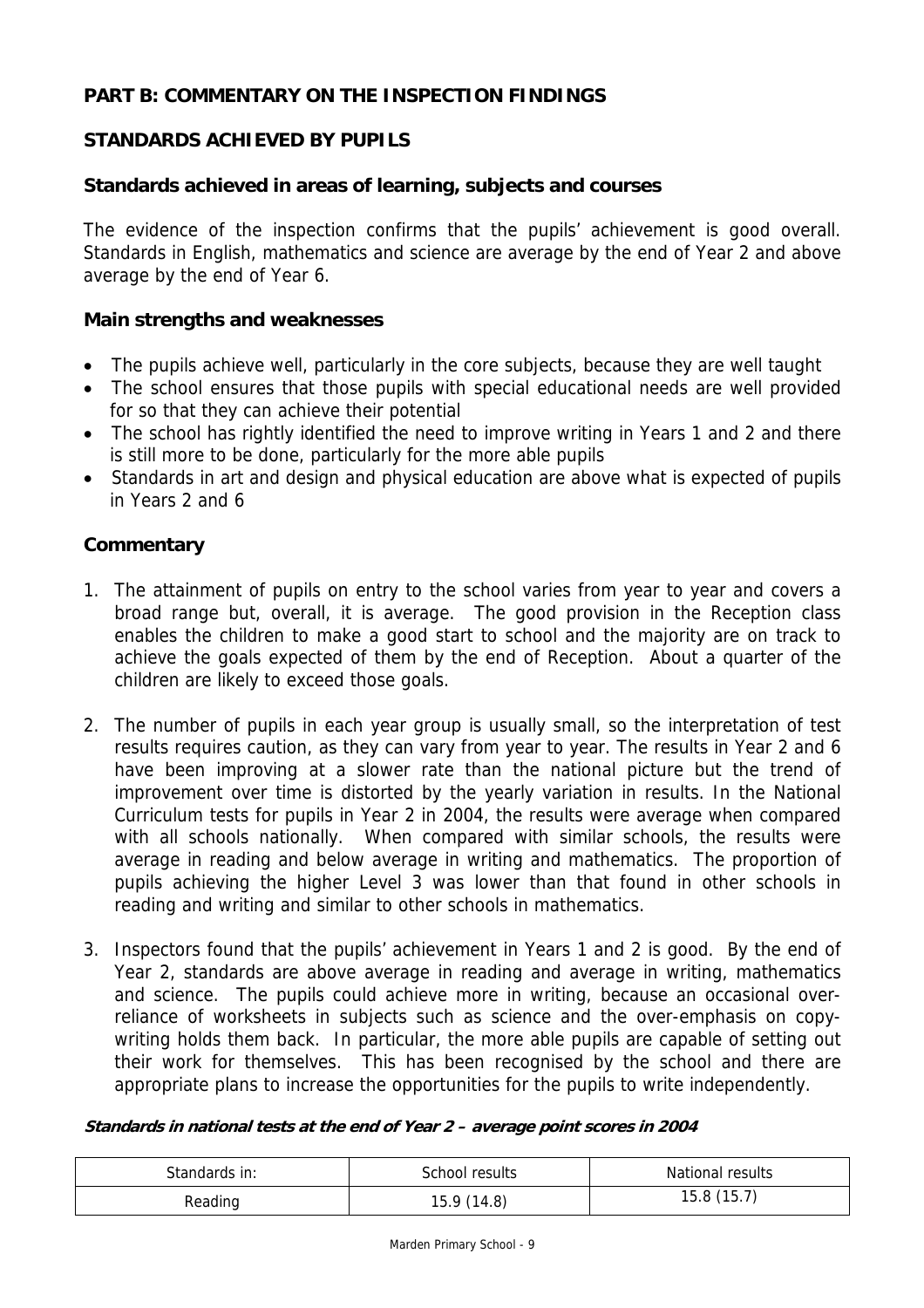## PART B: COMMENTARY ON THE INSPECTION FINDINGS

### STANDARDS ACHIEVED BY PUPILS

#### Standards achieved in areas of learning, subjects and courses

The evidence of the inspection confirms that the pupils' achievement is good overall. Standards in English, mathematics and science are average by the end of Year 2 and above average by the end of Year 6.

#### Main strengths and weaknesses

- The pupils achieve well, particularly in the core subjects, because they are well taught
- The school ensures that those pupils with special educational needs are well provided for so that they can achieve their potential
- The school has rightly identified the need to improve writing in Years 1 and 2 and there is still more to be done, particularly for the more able pupils
- Standards in art and design and physical education are above what is expected of pupils in Years 2 and 6

#### Commentary

1. The attainment of pupils on entry to the school varies from year to year and covers a broad range but, overall, it is average. The good provision in the Reception class enables the children to make a good start to school and the majority are on track to achieve the goals expected of them by the end of Reception. About a quarter of the children are likely to exceed those goals.

2. The number of pupils in each year group is usually small, so the interpretation of test results requires caution, as they can vary from year to year. The results in Year 2 and 6 have been improving at a slower rate than the national picture but the trend of improvement over time is distorted by the yearly variation in results. In the National Curriculum tests for pupils in Year 2 in 2004, the results were average when compared with all schools nationally. When compared with similar schools, the results were average in reading and below average in writing and mathematics. The proportion of pupils achieving the higher Level 3 was lower than that found in other schools in reading and writing and similar to other schools in mathematics.

3. Inspectors found that the pupils' achievement in Years 1 and 2 is good. By the end of Year 2, standards are above average in reading and average in writing, mathematics and science. The pupils could achieve more in writing, because an occasional over-reliance of worksheets in subjects such as science and the over-emphasis on copy-writing holds them back. In particular, the more able pupils are capable of setting out their work for themselves. This has been recognised by the school and there are appropriate plans to increase the opportunities for the pupils to write independently.

***Standards in national tests at the end of Year 2 – average point scores in 2004***

| Standards in: | School results | National results |
|---|---|---|
| Reading | 15.9 (14.8) | 15.8 (15.7) |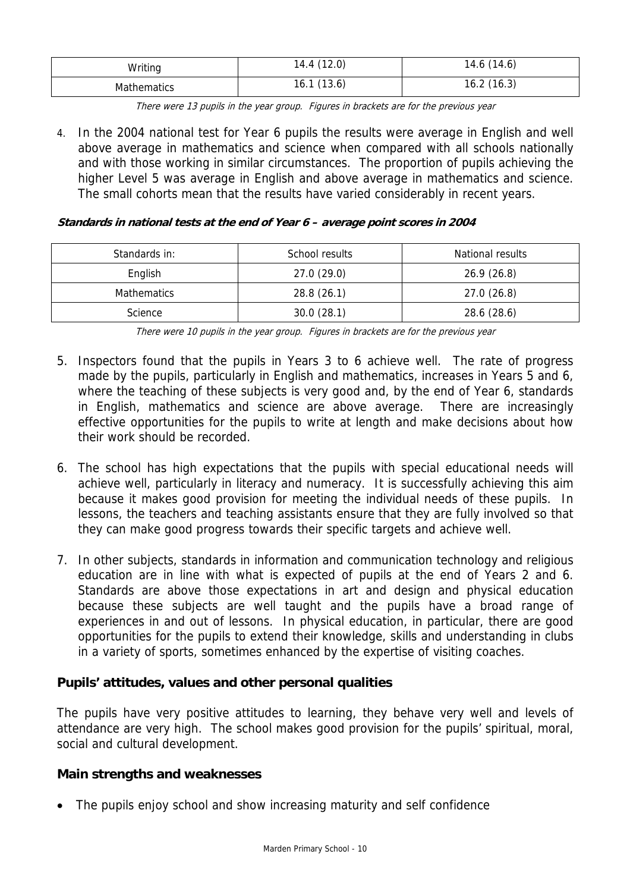| Writing | 14.4 (12.0) | 14.6 (14.6) |
|---|---|---|
| Mathematics | 16.1 (13.6) | 16.2 (16.3) |

*There were 13 pupils in the year group. Figures in brackets are for the previous year*

4. In the 2004 national test for Year 6 pupils the results were average in English and well above average in mathematics and science when compared with all schools nationally and with those working in similar circumstances. The proportion of pupils achieving the higher Level 5 was average in English and above average in mathematics and science. The small cohorts mean that the results have varied considerably in recent years.

***Standards in national tests at the end of Year 6 – average point scores in 2004***

| Standards in: | School results | National results |
|---|---|---|
| English | 27.0 (29.0) | 26.9 (26.8) |
| Mathematics | 28.8 (26.1) | 27.0 (26.8) |
| Science | 30.0 (28.1) | 28.6 (28.6) |

*There were 10 pupils in the year group. Figures in brackets are for the previous year*

5. Inspectors found that the pupils in Years 3 to 6 achieve well. The rate of progress made by the pupils, particularly in English and mathematics, increases in Years 5 and 6, where the teaching of these subjects is very good and, by the end of Year 6, standards in English, mathematics and science are above average. There are increasingly effective opportunities for the pupils to write at length and make decisions about how their work should be recorded.

6. The school has high expectations that the pupils with special educational needs will achieve well, particularly in literacy and numeracy. It is successfully achieving this aim because it makes good provision for meeting the individual needs of these pupils. In lessons, the teachers and teaching assistants ensure that they are fully involved so that they can make good progress towards their specific targets and achieve well.

7. In other subjects, standards in information and communication technology and religious education are in line with what is expected of pupils at the end of Years 2 and 6. Standards are above those expectations in art and design and physical education because these subjects are well taught and the pupils have a broad range of experiences in and out of lessons. In physical education, in particular, there are good opportunities for the pupils to extend their knowledge, skills and understanding in clubs in a variety of sports, sometimes enhanced by the expertise of visiting coaches.

### Pupils' attitudes, values and other personal qualities

The pupils have very positive attitudes to learning, they behave very well and levels of attendance are very high. The school makes good provision for the pupils' spiritual, moral, social and cultural development.

### Main strengths and weaknesses

- The pupils enjoy school and show increasing maturity and self confidence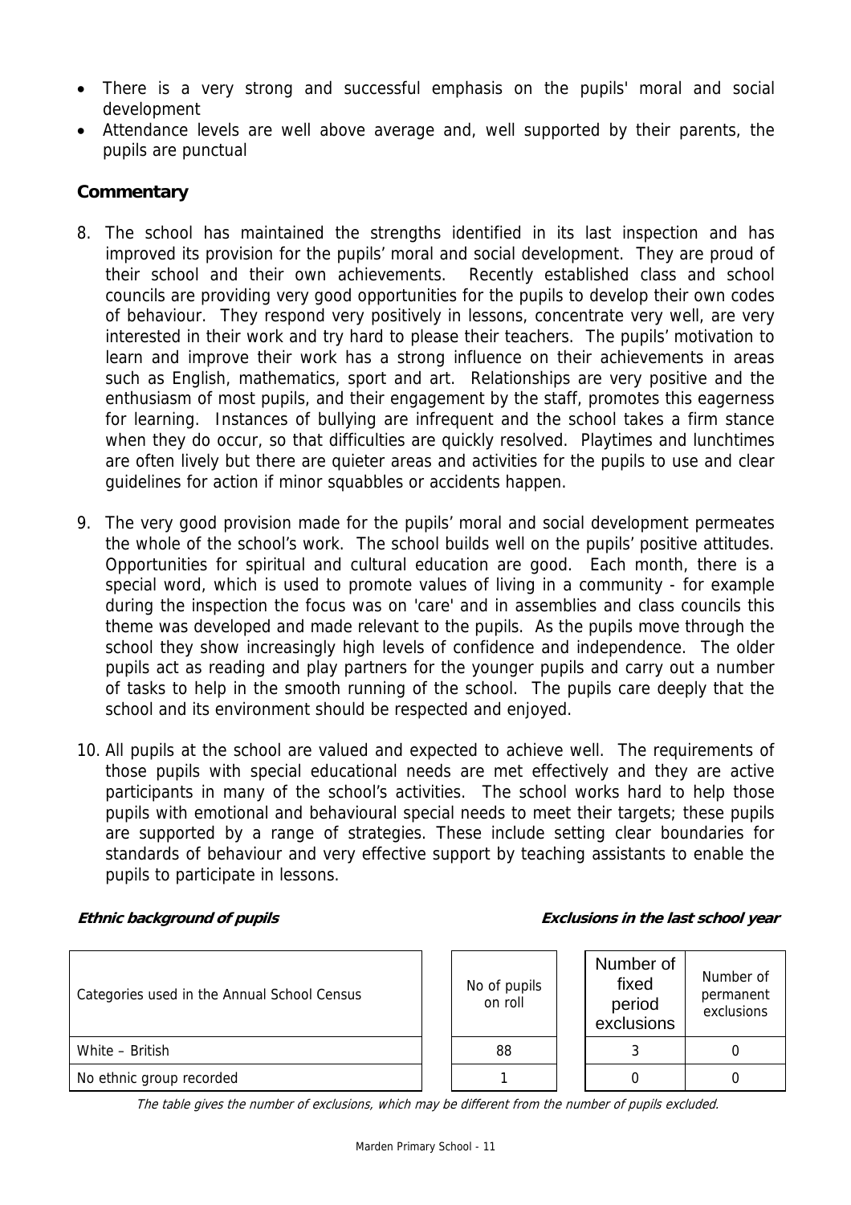- There is a very strong and successful emphasis on the pupils' moral and social development
- Attendance levels are well above average and, well supported by their parents, the pupils are punctual

### Commentary

8. The school has maintained the strengths identified in its last inspection and has improved its provision for the pupils' moral and social development. They are proud of their school and their own achievements. Recently established class and school councils are providing very good opportunities for the pupils to develop their own codes of behaviour. They respond very positively in lessons, concentrate very well, are very interested in their work and try hard to please their teachers. The pupils' motivation to learn and improve their work has a strong influence on their achievements in areas such as English, mathematics, sport and art. Relationships are very positive and the enthusiasm of most pupils, and their engagement by the staff, promotes this eagerness for learning. Instances of bullying are infrequent and the school takes a firm stance when they do occur, so that difficulties are quickly resolved. Playtimes and lunchtimes are often lively but there are quieter areas and activities for the pupils to use and clear guidelines for action if minor squabbles or accidents happen.

9. The very good provision made for the pupils' moral and social development permeates the whole of the school's work. The school builds well on the pupils' positive attitudes. Opportunities for spiritual and cultural education are good. Each month, there is a special word, which is used to promote values of living in a community - for example during the inspection the focus was on 'care' and in assemblies and class councils this theme was developed and made relevant to the pupils. As the pupils move through the school they show increasingly high levels of confidence and independence. The older pupils act as reading and play partners for the younger pupils and carry out a number of tasks to help in the smooth running of the school. The pupils care deeply that the school and its environment should be respected and enjoyed.

10. All pupils at the school are valued and expected to achieve well. The requirements of those pupils with special educational needs are met effectively and they are active participants in many of the school's activities. The school works hard to help those pupils with emotional and behavioural special needs to meet their targets; these pupils are supported by a range of strategies. These include setting clear boundaries for standards of behaviour and very effective support by teaching assistants to enable the pupils to participate in lessons.

***Ethnic background of pupils*** ***Exclusions in the last school year***

| Categories used in the Annual School Census | No of pupils on roll | Number of fixed period exclusions | Number of permanent exclusions |
|---|---|---|---|
| White – British | 88 | 3 | 0 |
| No ethnic group recorded | 1 | 0 | 0 |

*The table gives the number of exclusions, which may be different from the number of pupils excluded.*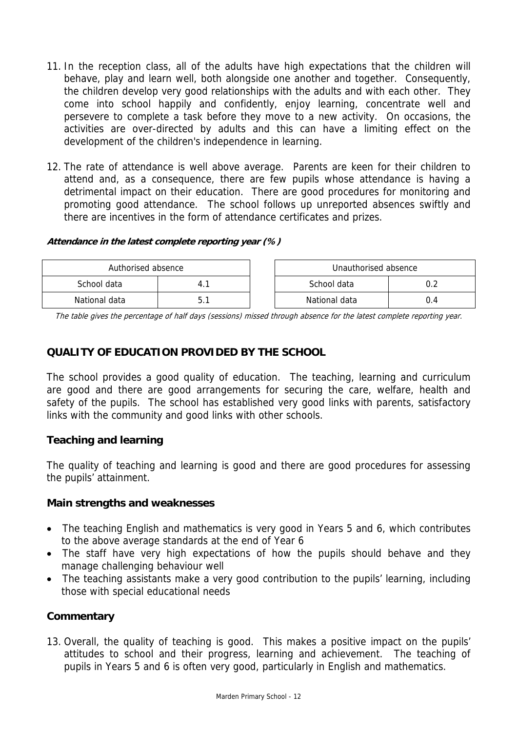11. In the reception class, all of the adults have high expectations that the children will behave, play and learn well, both alongside one another and together. Consequently, the children develop very good relationships with the adults and with each other. They come into school happily and confidently, enjoy learning, concentrate well and persevere to complete a task before they move to a new activity. On occasions, the activities are over-directed by adults and this can have a limiting effect on the development of the children's independence in learning.

12. The rate of attendance is well above average. Parents are keen for their children to attend and, as a consequence, there are few pupils whose attendance is having a detrimental impact on their education. There are good procedures for monitoring and promoting good attendance. The school follows up unreported absences swiftly and there are incentives in the form of attendance certificates and prizes.

***Attendance in the latest complete reporting year (%)***

| Authorised absence | |
|---|---|
| School data | 4.1 |
| National data | 5.1 |

| Unauthorised absence | |
|---|---|
| School data | 0.2 |
| National data | 0.4 |

*The table gives the percentage of half days (sessions) missed through absence for the latest complete reporting year.*

## QUALITY OF EDUCATION PROVIDED BY THE SCHOOL

The school provides a good quality of education. The teaching, learning and curriculum are good and there are good arrangements for securing the care, welfare, health and safety of the pupils. The school has established very good links with parents, satisfactory links with the community and good links with other schools.

### Teaching and learning

The quality of teaching and learning is good and there are good procedures for assessing the pupils' attainment.

#### Main strengths and weaknesses

- The teaching English and mathematics is very good in Years 5 and 6, which contributes to the above average standards at the end of Year 6
- The staff have very high expectations of how the pupils should behave and they manage challenging behaviour well
- The teaching assistants make a very good contribution to the pupils' learning, including those with special educational needs

#### Commentary

13. Overall, the quality of teaching is good. This makes a positive impact on the pupils' attitudes to school and their progress, learning and achievement. The teaching of pupils in Years 5 and 6 is often very good, particularly in English and mathematics.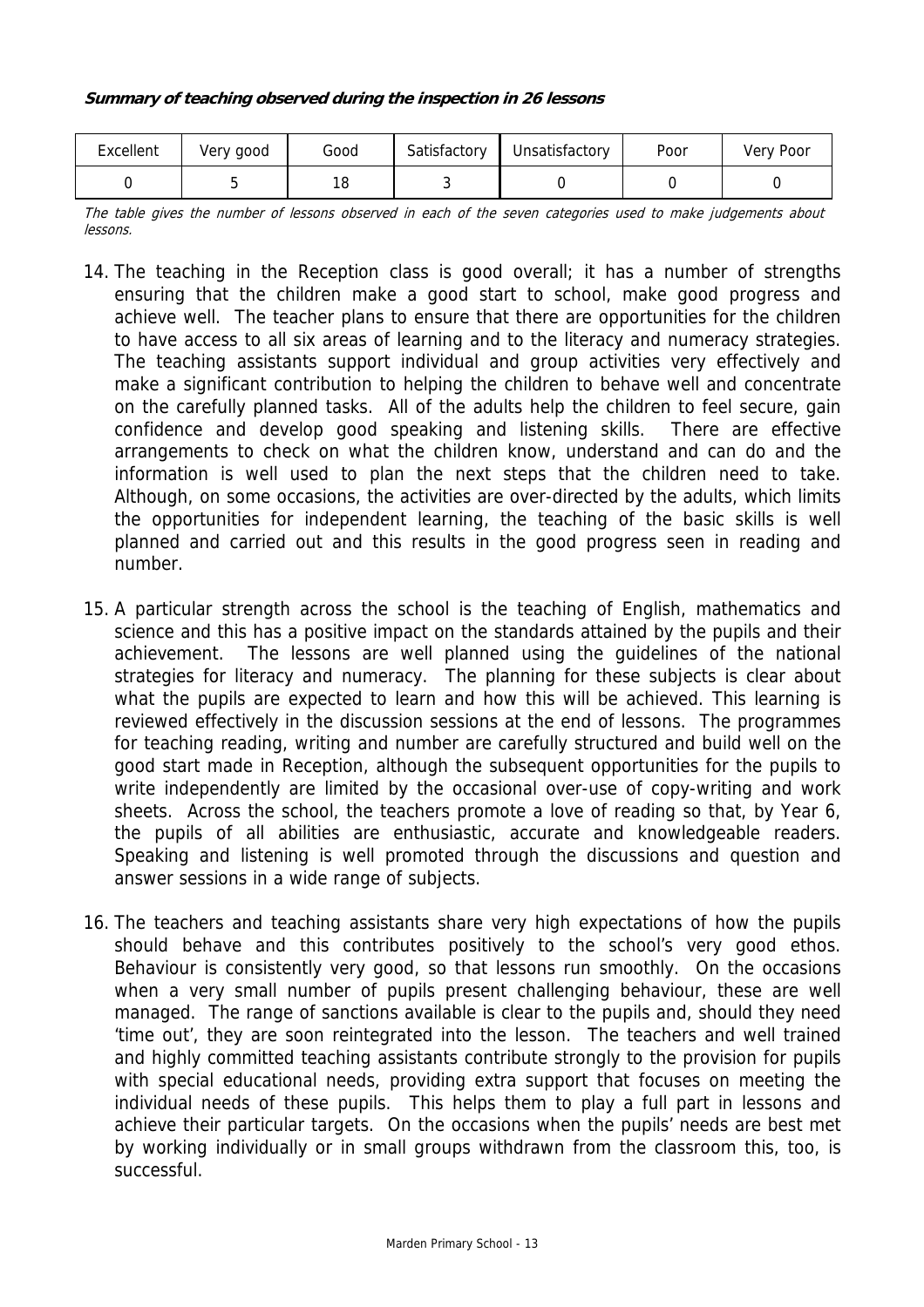**_Summary of teaching observed during the inspection in 26 lessons_**

| Excellent | Very good | Good | Satisfactory | Unsatisfactory | Poor | Very Poor |
|---|---|---|---|---|---|---|
| 0 | 5 | 18 | 3 | 0 | 0 | 0 |

*The table gives the number of lessons observed in each of the seven categories used to make judgements about lessons.*

14. The teaching in the Reception class is good overall; it has a number of strengths ensuring that the children make a good start to school, make good progress and achieve well. The teacher plans to ensure that there are opportunities for the children to have access to all six areas of learning and to the literacy and numeracy strategies. The teaching assistants support individual and group activities very effectively and make a significant contribution to helping the children to behave well and concentrate on the carefully planned tasks. All of the adults help the children to feel secure, gain confidence and develop good speaking and listening skills. There are effective arrangements to check on what the children know, understand and can do and the information is well used to plan the next steps that the children need to take. Although, on some occasions, the activities are over-directed by the adults, which limits the opportunities for independent learning, the teaching of the basic skills is well planned and carried out and this results in the good progress seen in reading and number.

15. A particular strength across the school is the teaching of English, mathematics and science and this has a positive impact on the standards attained by the pupils and their achievement. The lessons are well planned using the guidelines of the national strategies for literacy and numeracy. The planning for these subjects is clear about what the pupils are expected to learn and how this will be achieved. This learning is reviewed effectively in the discussion sessions at the end of lessons. The programmes for teaching reading, writing and number are carefully structured and build well on the good start made in Reception, although the subsequent opportunities for the pupils to write independently are limited by the occasional over-use of copy-writing and work sheets. Across the school, the teachers promote a love of reading so that, by Year 6, the pupils of all abilities are enthusiastic, accurate and knowledgeable readers. Speaking and listening is well promoted through the discussions and question and answer sessions in a wide range of subjects.

16. The teachers and teaching assistants share very high expectations of how the pupils should behave and this contributes positively to the school's very good ethos. Behaviour is consistently very good, so that lessons run smoothly. On the occasions when a very small number of pupils present challenging behaviour, these are well managed. The range of sanctions available is clear to the pupils and, should they need 'time out', they are soon reintegrated into the lesson. The teachers and well trained and highly committed teaching assistants contribute strongly to the provision for pupils with special educational needs, providing extra support that focuses on meeting the individual needs of these pupils. This helps them to play a full part in lessons and achieve their particular targets. On the occasions when the pupils' needs are best met by working individually or in small groups withdrawn from the classroom this, too, is successful.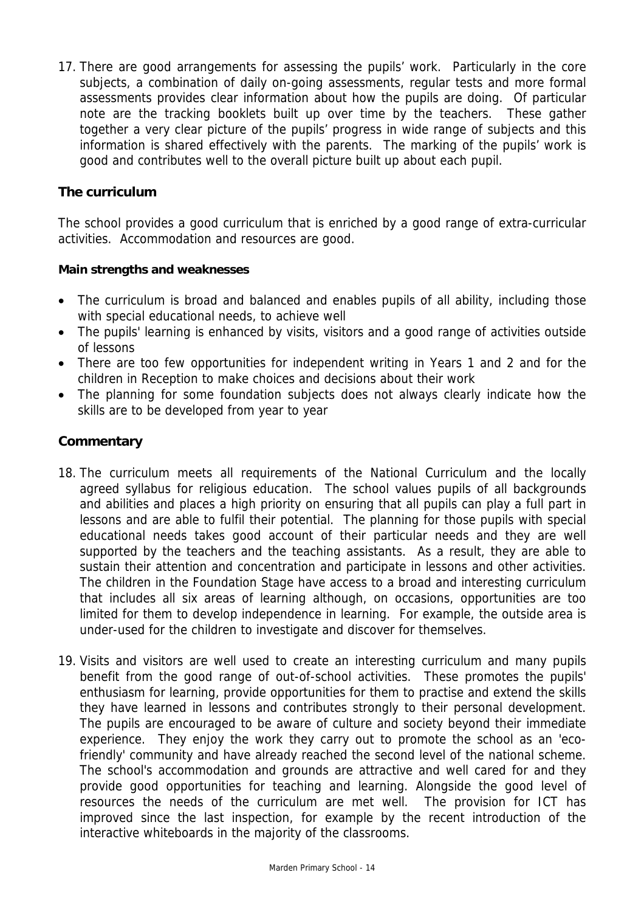17. There are good arrangements for assessing the pupils' work. Particularly in the core subjects, a combination of daily on-going assessments, regular tests and more formal assessments provides clear information about how the pupils are doing. Of particular note are the tracking booklets built up over time by the teachers. These gather together a very clear picture of the pupils' progress in wide range of subjects and this information is shared effectively with the parents. The marking of the pupils' work is good and contributes well to the overall picture built up about each pupil.

## The curriculum

The school provides a good curriculum that is enriched by a good range of extra-curricular activities. Accommodation and resources are good.

**Main strengths and weaknesses**

- The curriculum is broad and balanced and enables pupils of all ability, including those with special educational needs, to achieve well
- The pupils' learning is enhanced by visits, visitors and a good range of activities outside of lessons
- There are too few opportunities for independent writing in Years 1 and 2 and for the children in Reception to make choices and decisions about their work
- The planning for some foundation subjects does not always clearly indicate how the skills are to be developed from year to year

## Commentary

18. The curriculum meets all requirements of the National Curriculum and the locally agreed syllabus for religious education. The school values pupils of all backgrounds and abilities and places a high priority on ensuring that all pupils can play a full part in lessons and are able to fulfil their potential. The planning for those pupils with special educational needs takes good account of their particular needs and they are well supported by the teachers and the teaching assistants. As a result, they are able to sustain their attention and concentration and participate in lessons and other activities. The children in the Foundation Stage have access to a broad and interesting curriculum that includes all six areas of learning although, on occasions, opportunities are too limited for them to develop independence in learning. For example, the outside area is under-used for the children to investigate and discover for themselves.

19. Visits and visitors are well used to create an interesting curriculum and many pupils benefit from the good range of out-of-school activities. These promotes the pupils' enthusiasm for learning, provide opportunities for them to practise and extend the skills they have learned in lessons and contributes strongly to their personal development. The pupils are encouraged to be aware of culture and society beyond their immediate experience. They enjoy the work they carry out to promote the school as an 'eco-friendly' community and have already reached the second level of the national scheme. The school's accommodation and grounds are attractive and well cared for and they provide good opportunities for teaching and learning. Alongside the good level of resources the needs of the curriculum are met well. The provision for ICT has improved since the last inspection, for example by the recent introduction of the interactive whiteboards in the majority of the classrooms.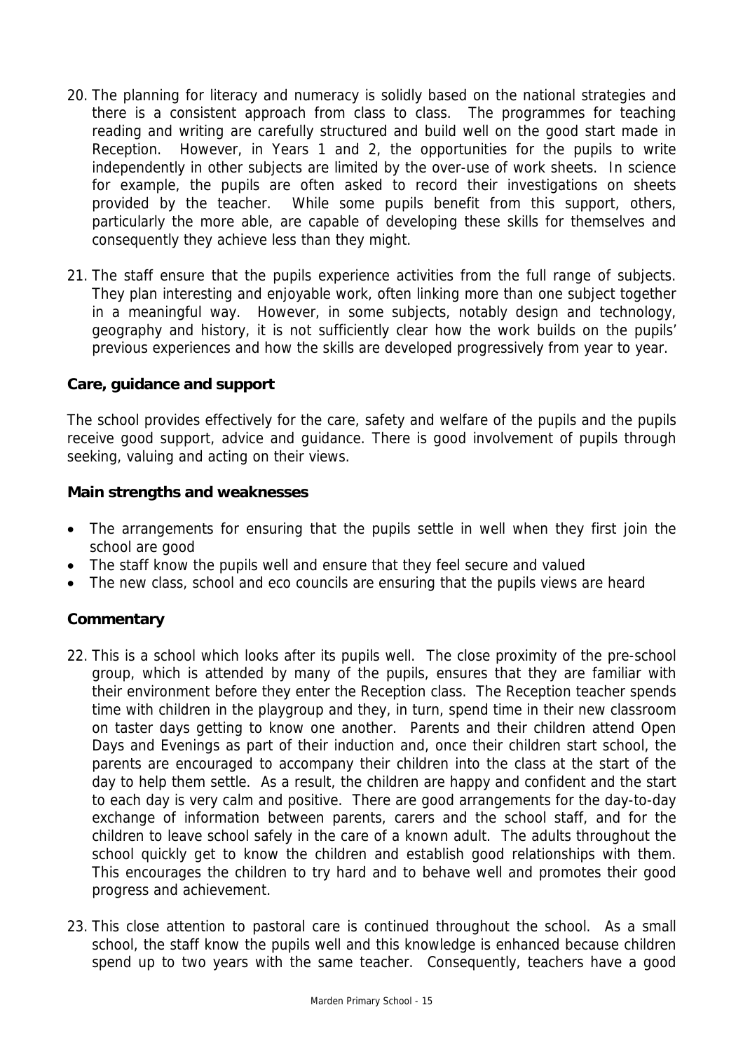20. The planning for literacy and numeracy is solidly based on the national strategies and there is a consistent approach from class to class. The programmes for teaching reading and writing are carefully structured and build well on the good start made in Reception. However, in Years 1 and 2, the opportunities for the pupils to write independently in other subjects are limited by the over-use of work sheets. In science for example, the pupils are often asked to record their investigations on sheets provided by the teacher. While some pupils benefit from this support, others, particularly the more able, are capable of developing these skills for themselves and consequently they achieve less than they might.

21. The staff ensure that the pupils experience activities from the full range of subjects. They plan interesting and enjoyable work, often linking more than one subject together in a meaningful way. However, in some subjects, notably design and technology, geography and history, it is not sufficiently clear how the work builds on the pupils' previous experiences and how the skills are developed progressively from year to year.

### Care, guidance and support

The school provides effectively for the care, safety and welfare of the pupils and the pupils receive good support, advice and guidance. There is good involvement of pupils through seeking, valuing and acting on their views.

### Main strengths and weaknesses

- The arrangements for ensuring that the pupils settle in well when they first join the school are good
- The staff know the pupils well and ensure that they feel secure and valued
- The new class, school and eco councils are ensuring that the pupils views are heard

### Commentary

22. This is a school which looks after its pupils well. The close proximity of the pre-school group, which is attended by many of the pupils, ensures that they are familiar with their environment before they enter the Reception class. The Reception teacher spends time with children in the playgroup and they, in turn, spend time in their new classroom on taster days getting to know one another. Parents and their children attend Open Days and Evenings as part of their induction and, once their children start school, the parents are encouraged to accompany their children into the class at the start of the day to help them settle. As a result, the children are happy and confident and the start to each day is very calm and positive. There are good arrangements for the day-to-day exchange of information between parents, carers and the school staff, and for the children to leave school safely in the care of a known adult. The adults throughout the school quickly get to know the children and establish good relationships with them. This encourages the children to try hard and to behave well and promotes their good progress and achievement.

23. This close attention to pastoral care is continued throughout the school. As a small school, the staff know the pupils well and this knowledge is enhanced because children spend up to two years with the same teacher. Consequently, teachers have a good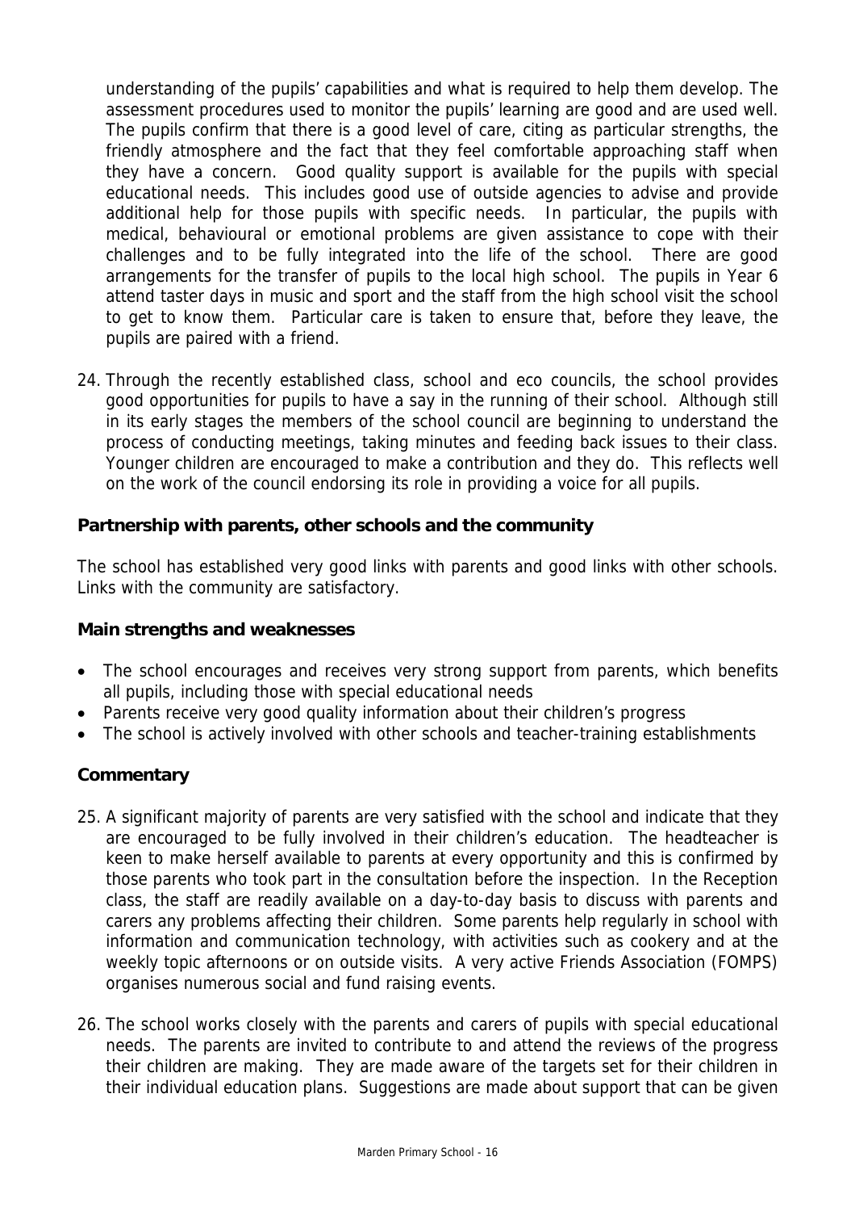understanding of the pupils' capabilities and what is required to help them develop. The assessment procedures used to monitor the pupils' learning are good and are used well. The pupils confirm that there is a good level of care, citing as particular strengths, the friendly atmosphere and the fact that they feel comfortable approaching staff when they have a concern. Good quality support is available for the pupils with special educational needs. This includes good use of outside agencies to advise and provide additional help for those pupils with specific needs. In particular, the pupils with medical, behavioural or emotional problems are given assistance to cope with their challenges and to be fully integrated into the life of the school. There are good arrangements for the transfer of pupils to the local high school. The pupils in Year 6 attend taster days in music and sport and the staff from the high school visit the school to get to know them. Particular care is taken to ensure that, before they leave, the pupils are paired with a friend.

24. Through the recently established class, school and eco councils, the school provides good opportunities for pupils to have a say in the running of their school. Although still in its early stages the members of the school council are beginning to understand the process of conducting meetings, taking minutes and feeding back issues to their class. Younger children are encouraged to make a contribution and they do. This reflects well on the work of the council endorsing its role in providing a voice for all pupils.

### Partnership with parents, other schools and the community

The school has established very good links with parents and good links with other schools. Links with the community are satisfactory.

#### Main strengths and weaknesses

- The school encourages and receives very strong support from parents, which benefits all pupils, including those with special educational needs
- Parents receive very good quality information about their children's progress
- The school is actively involved with other schools and teacher-training establishments

#### Commentary

25. A significant majority of parents are very satisfied with the school and indicate that they are encouraged to be fully involved in their children's education. The headteacher is keen to make herself available to parents at every opportunity and this is confirmed by those parents who took part in the consultation before the inspection. In the Reception class, the staff are readily available on a day-to-day basis to discuss with parents and carers any problems affecting their children. Some parents help regularly in school with information and communication technology, with activities such as cookery and at the weekly topic afternoons or on outside visits. A very active Friends Association (FOMPS) organises numerous social and fund raising events.

26. The school works closely with the parents and carers of pupils with special educational needs. The parents are invited to contribute to and attend the reviews of the progress their children are making. They are made aware of the targets set for their children in their individual education plans. Suggestions are made about support that can be given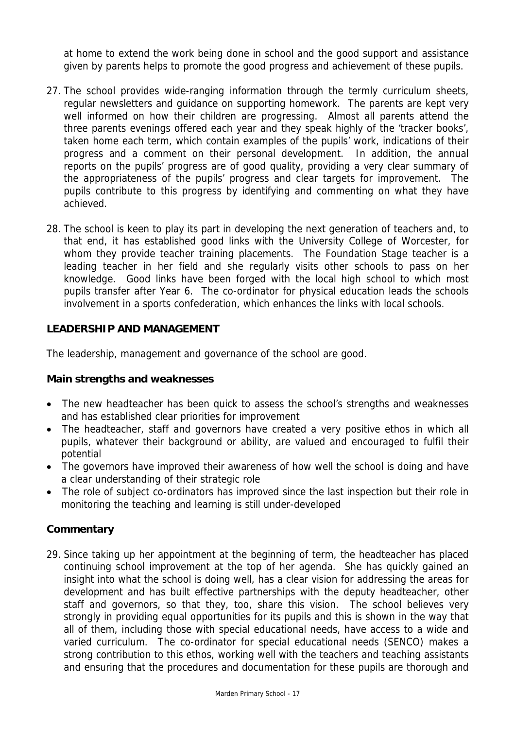at home to extend the work being done in school and the good support and assistance given by parents helps to promote the good progress and achievement of these pupils.

27. The school provides wide-ranging information through the termly curriculum sheets, regular newsletters and guidance on supporting homework. The parents are kept very well informed on how their children are progressing. Almost all parents attend the three parents evenings offered each year and they speak highly of the 'tracker books', taken home each term, which contain examples of the pupils' work, indications of their progress and a comment on their personal development. In addition, the annual reports on the pupils' progress are of good quality, providing a very clear summary of the appropriateness of the pupils' progress and clear targets for improvement. The pupils contribute to this progress by identifying and commenting on what they have achieved.

28. The school is keen to play its part in developing the next generation of teachers and, to that end, it has established good links with the University College of Worcester, for whom they provide teacher training placements. The Foundation Stage teacher is a leading teacher in her field and she regularly visits other schools to pass on her knowledge. Good links have been forged with the local high school to which most pupils transfer after Year 6. The co-ordinator for physical education leads the schools involvement in a sports confederation, which enhances the links with local schools.

## LEADERSHIP AND MANAGEMENT

The leadership, management and governance of the school are good.

### Main strengths and weaknesses

- The new headteacher has been quick to assess the school's strengths and weaknesses and has established clear priorities for improvement
- The headteacher, staff and governors have created a very positive ethos in which all pupils, whatever their background or ability, are valued and encouraged to fulfil their potential
- The governors have improved their awareness of how well the school is doing and have a clear understanding of their strategic role
- The role of subject co-ordinators has improved since the last inspection but their role in monitoring the teaching and learning is still under-developed

### Commentary

29. Since taking up her appointment at the beginning of term, the headteacher has placed continuing school improvement at the top of her agenda. She has quickly gained an insight into what the school is doing well, has a clear vision for addressing the areas for development and has built effective partnerships with the deputy headteacher, other staff and governors, so that they, too, share this vision. The school believes very strongly in providing equal opportunities for its pupils and this is shown in the way that all of them, including those with special educational needs, have access to a wide and varied curriculum. The co-ordinator for special educational needs (SENCO) makes a strong contribution to this ethos, working well with the teachers and teaching assistants and ensuring that the procedures and documentation for these pupils are thorough and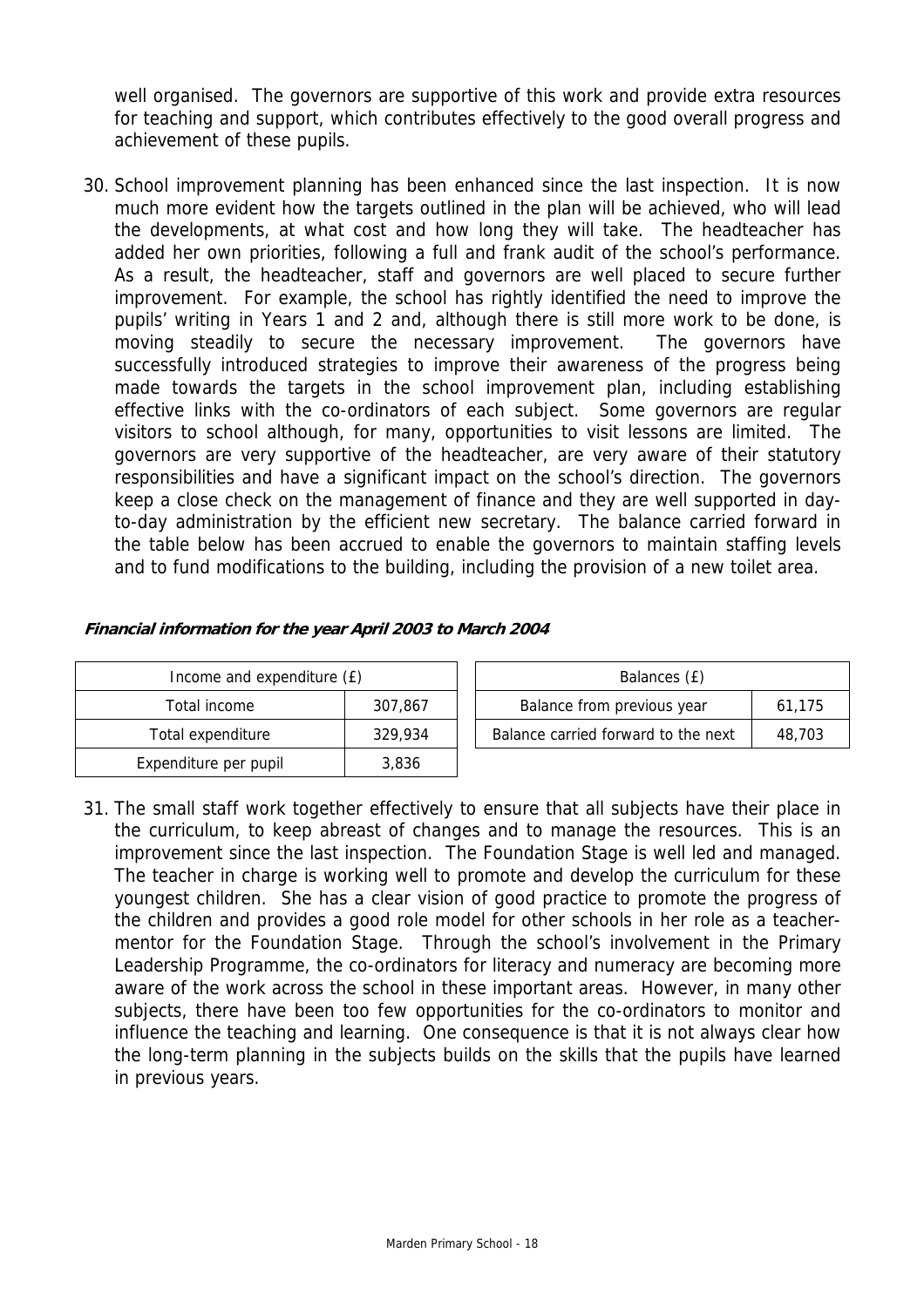well organised. The governors are supportive of this work and provide extra resources for teaching and support, which contributes effectively to the good overall progress and achievement of these pupils.

30. School improvement planning has been enhanced since the last inspection. It is now much more evident how the targets outlined in the plan will be achieved, who will lead the developments, at what cost and how long they will take. The headteacher has added her own priorities, following a full and frank audit of the school's performance. As a result, the headteacher, staff and governors are well placed to secure further improvement. For example, the school has rightly identified the need to improve the pupils' writing in Years 1 and 2 and, although there is still more work to be done, is moving steadily to secure the necessary improvement. The governors have successfully introduced strategies to improve their awareness of the progress being made towards the targets in the school improvement plan, including establishing effective links with the co-ordinators of each subject. Some governors are regular visitors to school although, for many, opportunities to visit lessons are limited. The governors are very supportive of the headteacher, are very aware of their statutory responsibilities and have a significant impact on the school's direction. The governors keep a close check on the management of finance and they are well supported in day-to-day administration by the efficient new secretary. The balance carried forward in the table below has been accrued to enable the governors to maintain staffing levels and to fund modifications to the building, including the provision of a new toilet area.

***Financial information for the year April 2003 to March 2004***

| Income and expenditure (£) | |
|---|---|
| Total income | 307,867 |
| Total expenditure | 329,934 |
| Expenditure per pupil | 3,836 |

| Balances (£) | |
|---|---|
| Balance from previous year | 61,175 |
| Balance carried forward to the next | 48,703 |

31. The small staff work together effectively to ensure that all subjects have their place in the curriculum, to keep abreast of changes and to manage the resources. This is an improvement since the last inspection. The Foundation Stage is well led and managed. The teacher in charge is working well to promote and develop the curriculum for these youngest children. She has a clear vision of good practice to promote the progress of the children and provides a good role model for other schools in her role as a teacher-mentor for the Foundation Stage. Through the school's involvement in the Primary Leadership Programme, the co-ordinators for literacy and numeracy are becoming more aware of the work across the school in these important areas. However, in many other subjects, there have been too few opportunities for the co-ordinators to monitor and influence the teaching and learning. One consequence is that it is not always clear how the long-term planning in the subjects builds on the skills that the pupils have learned in previous years.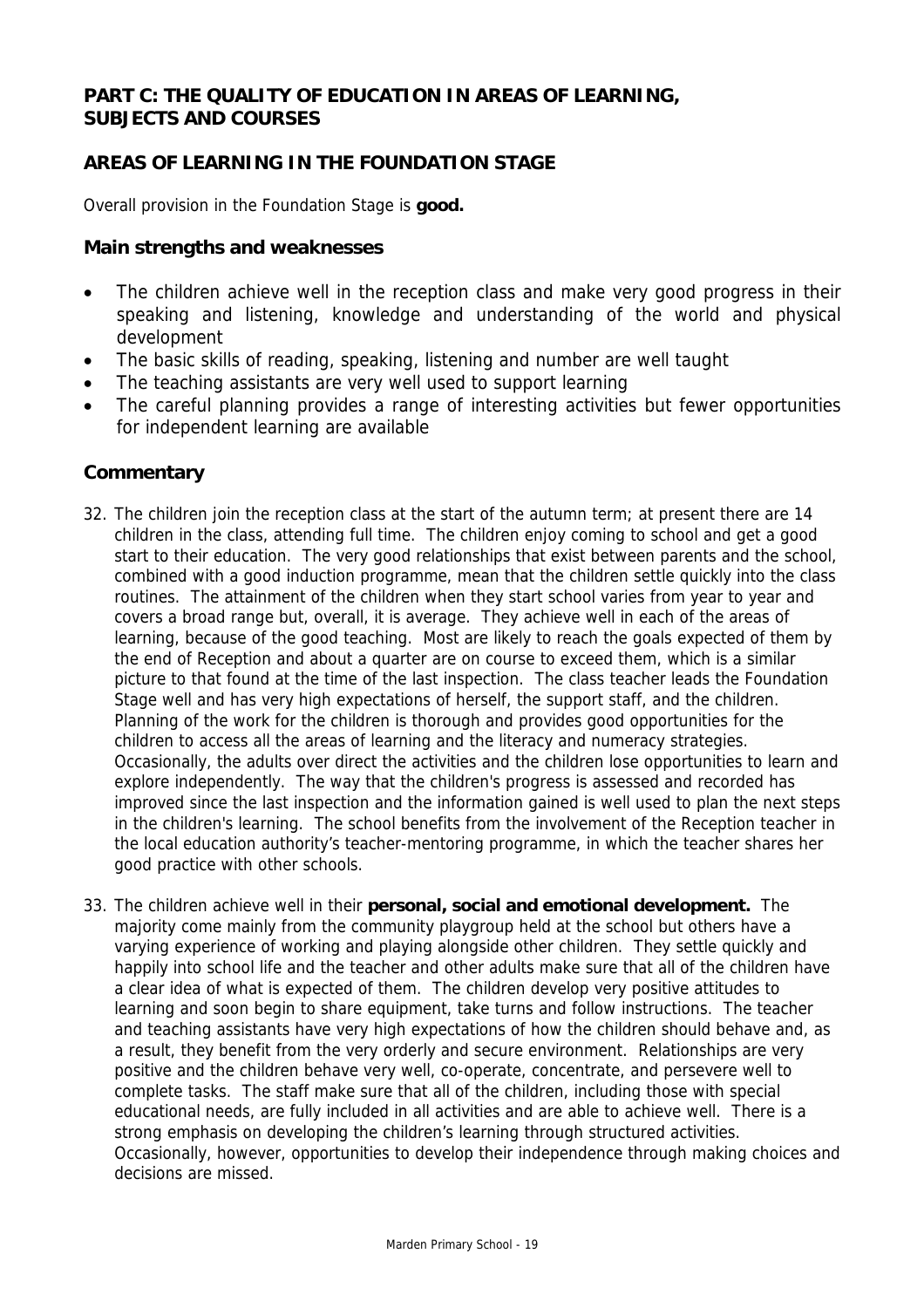## PART C: THE QUALITY OF EDUCATION IN AREAS OF LEARNING, SUBJECTS AND COURSES

## AREAS OF LEARNING IN THE FOUNDATION STAGE

Overall provision in the Foundation Stage is **good.**

### Main strengths and weaknesses

- The children achieve well in the reception class and make very good progress in their speaking and listening, knowledge and understanding of the world and physical development
- The basic skills of reading, speaking, listening and number are well taught
- The teaching assistants are very well used to support learning
- The careful planning provides a range of interesting activities but fewer opportunities for independent learning are available

### Commentary

32. The children join the reception class at the start of the autumn term; at present there are 14 children in the class, attending full time. The children enjoy coming to school and get a good start to their education. The very good relationships that exist between parents and the school, combined with a good induction programme, mean that the children settle quickly into the class routines. The attainment of the children when they start school varies from year to year and covers a broad range but, overall, it is average. They achieve well in each of the areas of learning, because of the good teaching. Most are likely to reach the goals expected of them by the end of Reception and about a quarter are on course to exceed them, which is a similar picture to that found at the time of the last inspection. The class teacher leads the Foundation Stage well and has very high expectations of herself, the support staff, and the children. Planning of the work for the children is thorough and provides good opportunities for the children to access all the areas of learning and the literacy and numeracy strategies. Occasionally, the adults over direct the activities and the children lose opportunities to learn and explore independently. The way that the children's progress is assessed and recorded has improved since the last inspection and the information gained is well used to plan the next steps in the children's learning. The school benefits from the involvement of the Reception teacher in the local education authority's teacher-mentoring programme, in which the teacher shares her good practice with other schools.

33. The children achieve well in their **personal, social and emotional development.** The majority come mainly from the community playgroup held at the school but others have a varying experience of working and playing alongside other children. They settle quickly and happily into school life and the teacher and other adults make sure that all of the children have a clear idea of what is expected of them. The children develop very positive attitudes to learning and soon begin to share equipment, take turns and follow instructions. The teacher and teaching assistants have very high expectations of how the children should behave and, as a result, they benefit from the very orderly and secure environment. Relationships are very positive and the children behave very well, co-operate, concentrate, and persevere well to complete tasks. The staff make sure that all of the children, including those with special educational needs, are fully included in all activities and are able to achieve well. There is a strong emphasis on developing the children's learning through structured activities. Occasionally, however, opportunities to develop their independence through making choices and decisions are missed.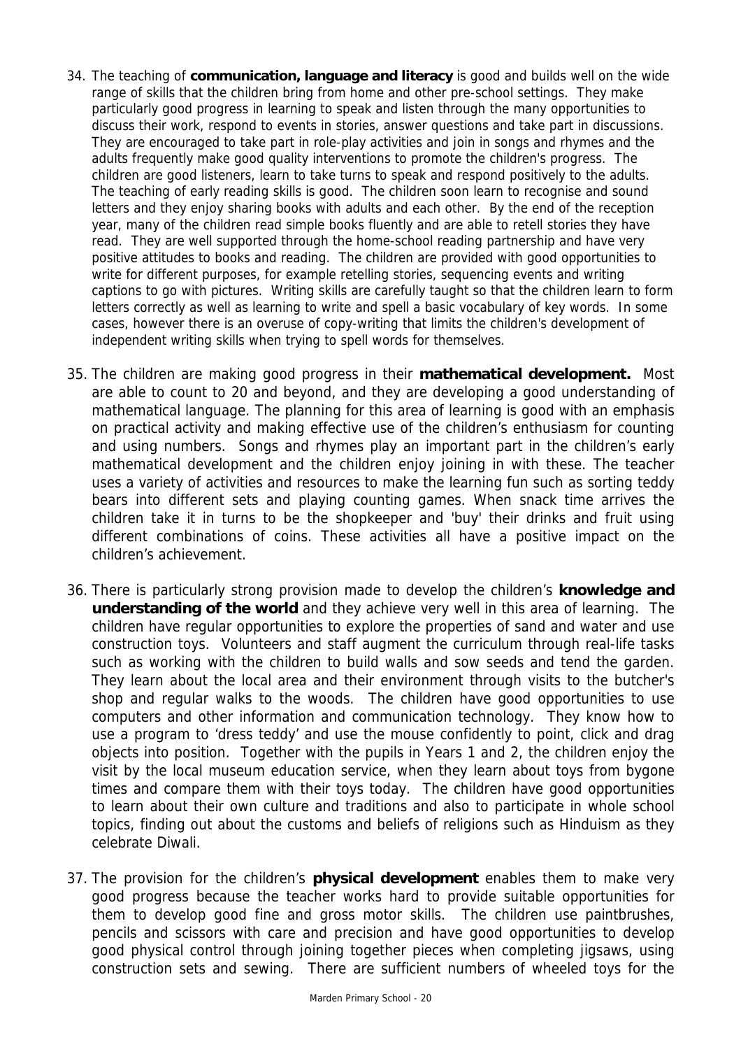34. The teaching of **communication, language and literacy** is good and builds well on the wide range of skills that the children bring from home and other pre-school settings. They make particularly good progress in learning to speak and listen through the many opportunities to discuss their work, respond to events in stories, answer questions and take part in discussions. They are encouraged to take part in role-play activities and join in songs and rhymes and the adults frequently make good quality interventions to promote the children's progress. The children are good listeners, learn to take turns to speak and respond positively to the adults. The teaching of early reading skills is good. The children soon learn to recognise and sound letters and they enjoy sharing books with adults and each other. By the end of the reception year, many of the children read simple books fluently and are able to retell stories they have read. They are well supported through the home-school reading partnership and have very positive attitudes to books and reading. The children are provided with good opportunities to write for different purposes, for example retelling stories, sequencing events and writing captions to go with pictures. Writing skills are carefully taught so that the children learn to form letters correctly as well as learning to write and spell a basic vocabulary of key words. In some cases, however there is an overuse of copy-writing that limits the children's development of independent writing skills when trying to spell words for themselves.

35. The children are making good progress in their **mathematical development.** Most are able to count to 20 and beyond, and they are developing a good understanding of mathematical language. The planning for this area of learning is good with an emphasis on practical activity and making effective use of the children's enthusiasm for counting and using numbers. Songs and rhymes play an important part in the children's early mathematical development and the children enjoy joining in with these. The teacher uses a variety of activities and resources to make the learning fun such as sorting teddy bears into different sets and playing counting games. When snack time arrives the children take it in turns to be the shopkeeper and 'buy' their drinks and fruit using different combinations of coins. These activities all have a positive impact on the children's achievement.

36. There is particularly strong provision made to develop the children's **knowledge and understanding of the world** and they achieve very well in this area of learning. The children have regular opportunities to explore the properties of sand and water and use construction toys. Volunteers and staff augment the curriculum through real-life tasks such as working with the children to build walls and sow seeds and tend the garden. They learn about the local area and their environment through visits to the butcher's shop and regular walks to the woods. The children have good opportunities to use computers and other information and communication technology. They know how to use a program to 'dress teddy' and use the mouse confidently to point, click and drag objects into position. Together with the pupils in Years 1 and 2, the children enjoy the visit by the local museum education service, when they learn about toys from bygone times and compare them with their toys today. The children have good opportunities to learn about their own culture and traditions and also to participate in whole school topics, finding out about the customs and beliefs of religions such as Hinduism as they celebrate Diwali.

37. The provision for the children's **physical development** enables them to make very good progress because the teacher works hard to provide suitable opportunities for them to develop good fine and gross motor skills. The children use paintbrushes, pencils and scissors with care and precision and have good opportunities to develop good physical control through joining together pieces when completing jigsaws, using construction sets and sewing. There are sufficient numbers of wheeled toys for the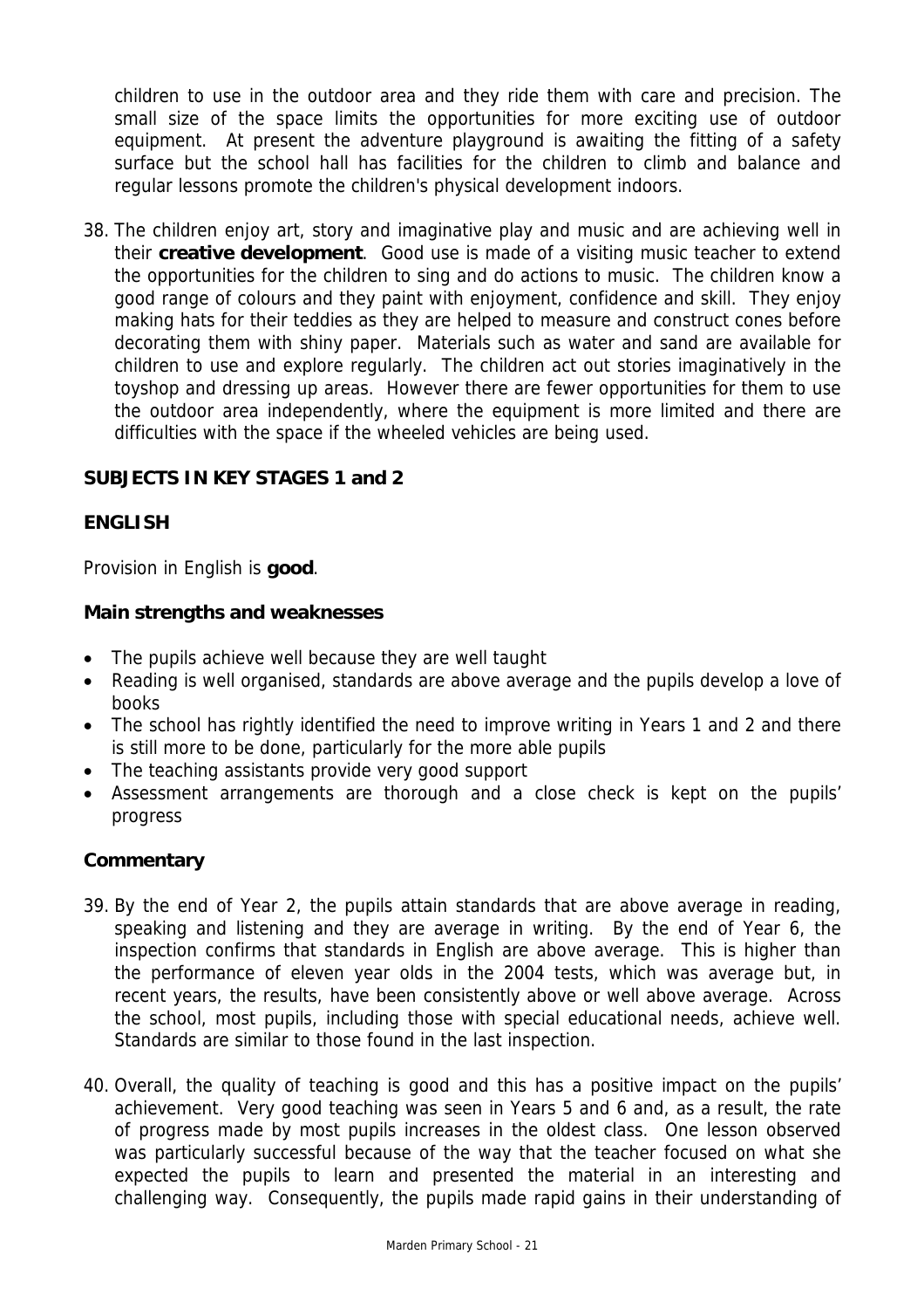children to use in the outdoor area and they ride them with care and precision. The small size of the space limits the opportunities for more exciting use of outdoor equipment. At present the adventure playground is awaiting the fitting of a safety surface but the school hall has facilities for the children to climb and balance and regular lessons promote the children's physical development indoors.

38. The children enjoy art, story and imaginative play and music and are achieving well in their **creative development**. Good use is made of a visiting music teacher to extend the opportunities for the children to sing and do actions to music. The children know a good range of colours and they paint with enjoyment, confidence and skill. They enjoy making hats for their teddies as they are helped to measure and construct cones before decorating them with shiny paper. Materials such as water and sand are available for children to use and explore regularly. The children act out stories imaginatively in the toyshop and dressing up areas. However there are fewer opportunities for them to use the outdoor area independently, where the equipment is more limited and there are difficulties with the space if the wheeled vehicles are being used.

## SUBJECTS IN KEY STAGES 1 and 2

### ENGLISH

Provision in English is **good**.

#### Main strengths and weaknesses

- The pupils achieve well because they are well taught
- Reading is well organised, standards are above average and the pupils develop a love of books
- The school has rightly identified the need to improve writing in Years 1 and 2 and there is still more to be done, particularly for the more able pupils
- The teaching assistants provide very good support
- Assessment arrangements are thorough and a close check is kept on the pupils' progress

#### Commentary

39. By the end of Year 2, the pupils attain standards that are above average in reading, speaking and listening and they are average in writing. By the end of Year 6, the inspection confirms that standards in English are above average. This is higher than the performance of eleven year olds in the 2004 tests, which was average but, in recent years, the results, have been consistently above or well above average. Across the school, most pupils, including those with special educational needs, achieve well. Standards are similar to those found in the last inspection.

40. Overall, the quality of teaching is good and this has a positive impact on the pupils' achievement. Very good teaching was seen in Years 5 and 6 and, as a result, the rate of progress made by most pupils increases in the oldest class. One lesson observed was particularly successful because of the way that the teacher focused on what she expected the pupils to learn and presented the material in an interesting and challenging way. Consequently, the pupils made rapid gains in their understanding of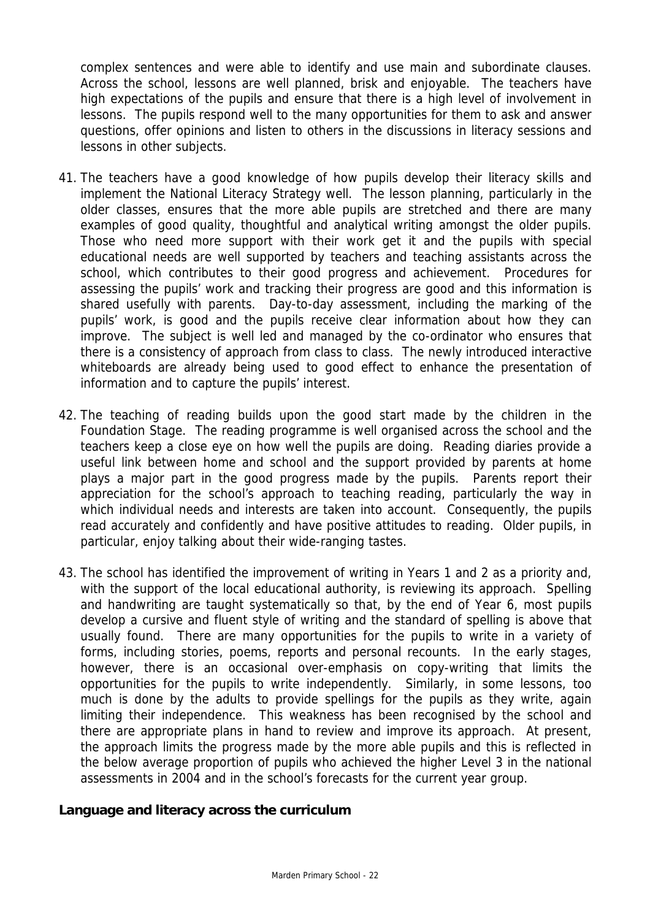complex sentences and were able to identify and use main and subordinate clauses. Across the school, lessons are well planned, brisk and enjoyable. The teachers have high expectations of the pupils and ensure that there is a high level of involvement in lessons. The pupils respond well to the many opportunities for them to ask and answer questions, offer opinions and listen to others in the discussions in literacy sessions and lessons in other subjects.

41. The teachers have a good knowledge of how pupils develop their literacy skills and implement the National Literacy Strategy well. The lesson planning, particularly in the older classes, ensures that the more able pupils are stretched and there are many examples of good quality, thoughtful and analytical writing amongst the older pupils. Those who need more support with their work get it and the pupils with special educational needs are well supported by teachers and teaching assistants across the school, which contributes to their good progress and achievement. Procedures for assessing the pupils' work and tracking their progress are good and this information is shared usefully with parents. Day-to-day assessment, including the marking of the pupils' work, is good and the pupils receive clear information about how they can improve. The subject is well led and managed by the co-ordinator who ensures that there is a consistency of approach from class to class. The newly introduced interactive whiteboards are already being used to good effect to enhance the presentation of information and to capture the pupils' interest.

42. The teaching of reading builds upon the good start made by the children in the Foundation Stage. The reading programme is well organised across the school and the teachers keep a close eye on how well the pupils are doing. Reading diaries provide a useful link between home and school and the support provided by parents at home plays a major part in the good progress made by the pupils. Parents report their appreciation for the school's approach to teaching reading, particularly the way in which individual needs and interests are taken into account. Consequently, the pupils read accurately and confidently and have positive attitudes to reading. Older pupils, in particular, enjoy talking about their wide-ranging tastes.

43. The school has identified the improvement of writing in Years 1 and 2 as a priority and, with the support of the local educational authority, is reviewing its approach. Spelling and handwriting are taught systematically so that, by the end of Year 6, most pupils develop a cursive and fluent style of writing and the standard of spelling is above that usually found. There are many opportunities for the pupils to write in a variety of forms, including stories, poems, reports and personal recounts. In the early stages, however, there is an occasional over-emphasis on copy-writing that limits the opportunities for the pupils to write independently. Similarly, in some lessons, too much is done by the adults to provide spellings for the pupils as they write, again limiting their independence. This weakness has been recognised by the school and there are appropriate plans in hand to review and improve its approach. At present, the approach limits the progress made by the more able pupils and this is reflected in the below average proportion of pupils who achieved the higher Level 3 in the national assessments in 2004 and in the school's forecasts for the current year group.

**Language and literacy across the curriculum**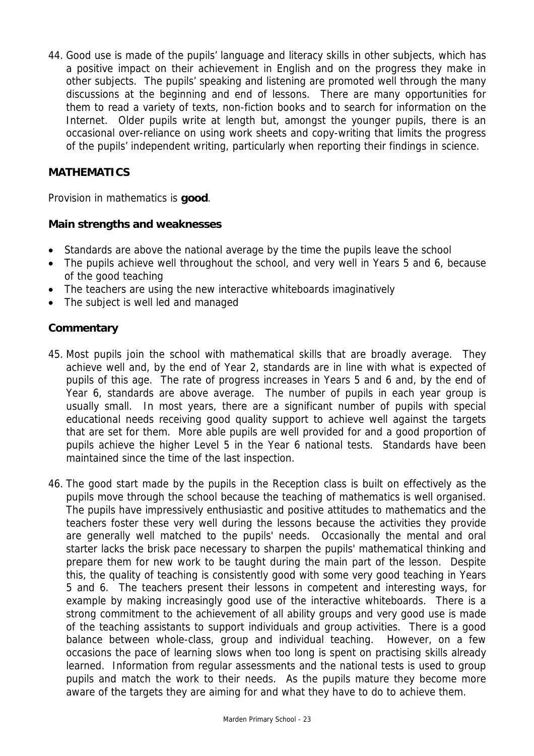44. Good use is made of the pupils' language and literacy skills in other subjects, which has a positive impact on their achievement in English and on the progress they make in other subjects. The pupils' speaking and listening are promoted well through the many discussions at the beginning and end of lessons. There are many opportunities for them to read a variety of texts, non-fiction books and to search for information on the Internet. Older pupils write at length but, amongst the younger pupils, there is an occasional over-reliance on using work sheets and copy-writing that limits the progress of the pupils' independent writing, particularly when reporting their findings in science.

## MATHEMATICS

Provision in mathematics is **good**.

### Main strengths and weaknesses

- Standards are above the national average by the time the pupils leave the school
- The pupils achieve well throughout the school, and very well in Years 5 and 6, because of the good teaching
- The teachers are using the new interactive whiteboards imaginatively
- The subject is well led and managed

### Commentary

45. Most pupils join the school with mathematical skills that are broadly average. They achieve well and, by the end of Year 2, standards are in line with what is expected of pupils of this age. The rate of progress increases in Years 5 and 6 and, by the end of Year 6, standards are above average. The number of pupils in each year group is usually small. In most years, there are a significant number of pupils with special educational needs receiving good quality support to achieve well against the targets that are set for them. More able pupils are well provided for and a good proportion of pupils achieve the higher Level 5 in the Year 6 national tests. Standards have been maintained since the time of the last inspection.

46. The good start made by the pupils in the Reception class is built on effectively as the pupils move through the school because the teaching of mathematics is well organised. The pupils have impressively enthusiastic and positive attitudes to mathematics and the teachers foster these very well during the lessons because the activities they provide are generally well matched to the pupils' needs. Occasionally the mental and oral starter lacks the brisk pace necessary to sharpen the pupils' mathematical thinking and prepare them for new work to be taught during the main part of the lesson. Despite this, the quality of teaching is consistently good with some very good teaching in Years 5 and 6. The teachers present their lessons in competent and interesting ways, for example by making increasingly good use of the interactive whiteboards. There is a strong commitment to the achievement of all ability groups and very good use is made of the teaching assistants to support individuals and group activities. There is a good balance between whole-class, group and individual teaching. However, on a few occasions the pace of learning slows when too long is spent on practising skills already learned. Information from regular assessments and the national tests is used to group pupils and match the work to their needs. As the pupils mature they become more aware of the targets they are aiming for and what they have to do to achieve them.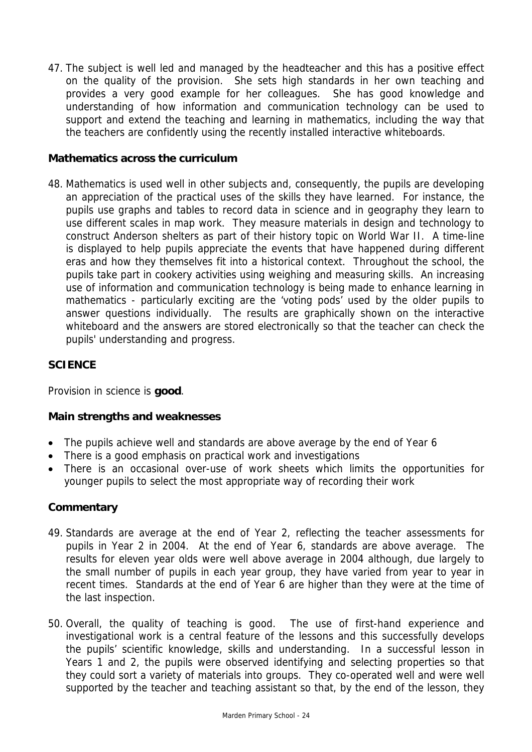47. The subject is well led and managed by the headteacher and this has a positive effect on the quality of the provision. She sets high standards in her own teaching and provides a very good example for her colleagues. She has good knowledge and understanding of how information and communication technology can be used to support and extend the teaching and learning in mathematics, including the way that the teachers are confidently using the recently installed interactive whiteboards.

### Mathematics across the curriculum

48. Mathematics is used well in other subjects and, consequently, the pupils are developing an appreciation of the practical uses of the skills they have learned. For instance, the pupils use graphs and tables to record data in science and in geography they learn to use different scales in map work. They measure materials in design and technology to construct Anderson shelters as part of their history topic on World War II. A time-line is displayed to help pupils appreciate the events that have happened during different eras and how they themselves fit into a historical context. Throughout the school, the pupils take part in cookery activities using weighing and measuring skills. An increasing use of information and communication technology is being made to enhance learning in mathematics - particularly exciting are the 'voting pods' used by the older pupils to answer questions individually. The results are graphically shown on the interactive whiteboard and the answers are stored electronically so that the teacher can check the pupils' understanding and progress.

## SCIENCE

Provision in science is **good**.

### Main strengths and weaknesses

- The pupils achieve well and standards are above average by the end of Year 6
- There is a good emphasis on practical work and investigations
- There is an occasional over-use of work sheets which limits the opportunities for younger pupils to select the most appropriate way of recording their work

### Commentary

49. Standards are average at the end of Year 2, reflecting the teacher assessments for pupils in Year 2 in 2004. At the end of Year 6, standards are above average. The results for eleven year olds were well above average in 2004 although, due largely to the small number of pupils in each year group, they have varied from year to year in recent times. Standards at the end of Year 6 are higher than they were at the time of the last inspection.

50. Overall, the quality of teaching is good. The use of first-hand experience and investigational work is a central feature of the lessons and this successfully develops the pupils' scientific knowledge, skills and understanding. In a successful lesson in Years 1 and 2, the pupils were observed identifying and selecting properties so that they could sort a variety of materials into groups. They co-operated well and were well supported by the teacher and teaching assistant so that, by the end of the lesson, they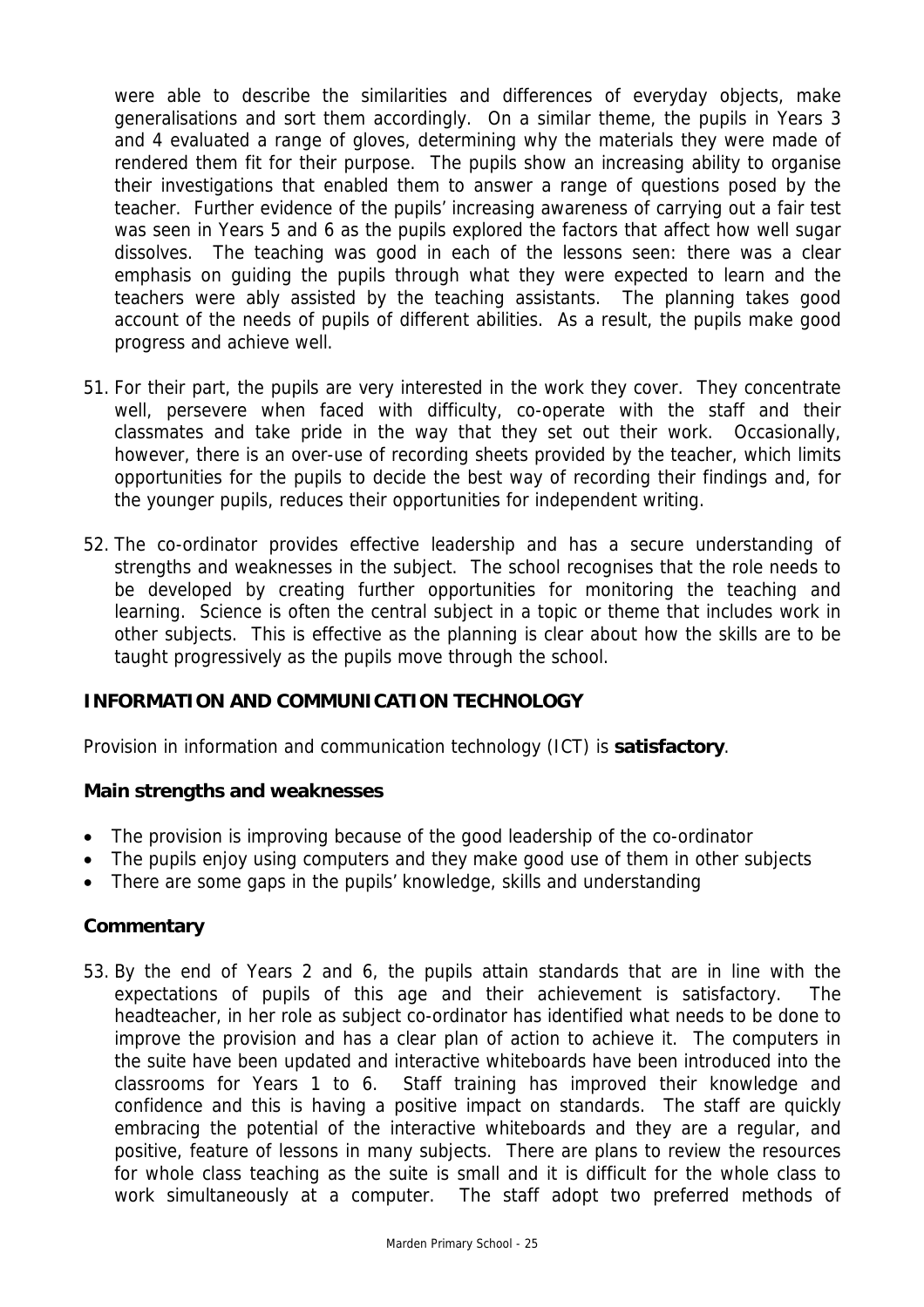were able to describe the similarities and differences of everyday objects, make generalisations and sort them accordingly. On a similar theme, the pupils in Years 3 and 4 evaluated a range of gloves, determining why the materials they were made of rendered them fit for their purpose. The pupils show an increasing ability to organise their investigations that enabled them to answer a range of questions posed by the teacher. Further evidence of the pupils' increasing awareness of carrying out a fair test was seen in Years 5 and 6 as the pupils explored the factors that affect how well sugar dissolves. The teaching was good in each of the lessons seen: there was a clear emphasis on guiding the pupils through what they were expected to learn and the teachers were ably assisted by the teaching assistants. The planning takes good account of the needs of pupils of different abilities. As a result, the pupils make good progress and achieve well.

51. For their part, the pupils are very interested in the work they cover. They concentrate well, persevere when faced with difficulty, co-operate with the staff and their classmates and take pride in the way that they set out their work. Occasionally, however, there is an over-use of recording sheets provided by the teacher, which limits opportunities for the pupils to decide the best way of recording their findings and, for the younger pupils, reduces their opportunities for independent writing.

52. The co-ordinator provides effective leadership and has a secure understanding of strengths and weaknesses in the subject. The school recognises that the role needs to be developed by creating further opportunities for monitoring the teaching and learning. Science is often the central subject in a topic or theme that includes work in other subjects. This is effective as the planning is clear about how the skills are to be taught progressively as the pupils move through the school.

## INFORMATION AND COMMUNICATION TECHNOLOGY

Provision in information and communication technology (ICT) is **satisfactory**.

### Main strengths and weaknesses

- The provision is improving because of the good leadership of the co-ordinator
- The pupils enjoy using computers and they make good use of them in other subjects
- There are some gaps in the pupils' knowledge, skills and understanding

### Commentary

53. By the end of Years 2 and 6, the pupils attain standards that are in line with the expectations of pupils of this age and their achievement is satisfactory. The headteacher, in her role as subject co-ordinator has identified what needs to be done to improve the provision and has a clear plan of action to achieve it. The computers in the suite have been updated and interactive whiteboards have been introduced into the classrooms for Years 1 to 6. Staff training has improved their knowledge and confidence and this is having a positive impact on standards. The staff are quickly embracing the potential of the interactive whiteboards and they are a regular, and positive, feature of lessons in many subjects. There are plans to review the resources for whole class teaching as the suite is small and it is difficult for the whole class to work simultaneously at a computer. The staff adopt two preferred methods of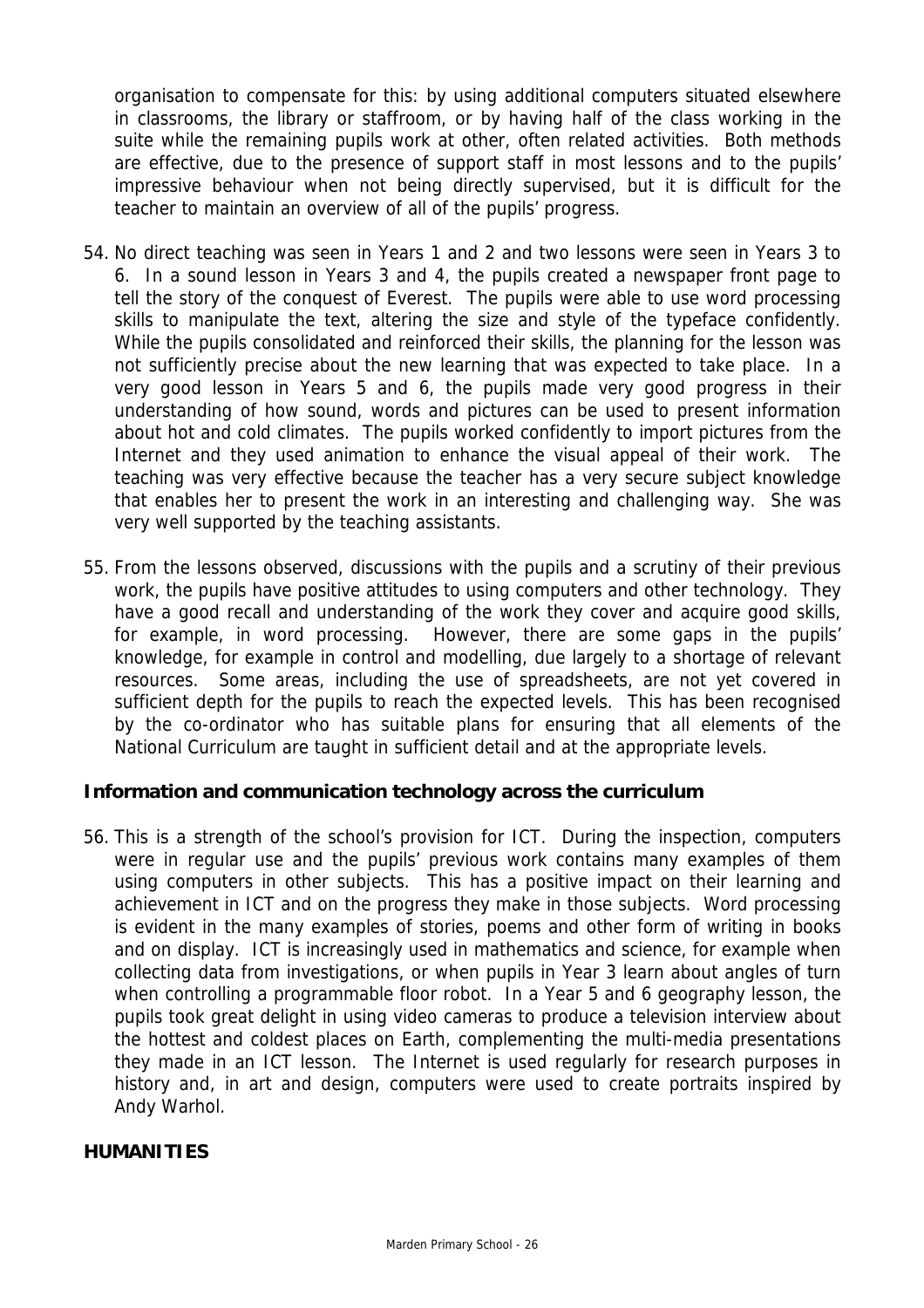organisation to compensate for this: by using additional computers situated elsewhere in classrooms, the library or staffroom, or by having half of the class working in the suite while the remaining pupils work at other, often related activities. Both methods are effective, due to the presence of support staff in most lessons and to the pupils' impressive behaviour when not being directly supervised, but it is difficult for the teacher to maintain an overview of all of the pupils' progress.

54. No direct teaching was seen in Years 1 and 2 and two lessons were seen in Years 3 to 6. In a sound lesson in Years 3 and 4, the pupils created a newspaper front page to tell the story of the conquest of Everest. The pupils were able to use word processing skills to manipulate the text, altering the size and style of the typeface confidently. While the pupils consolidated and reinforced their skills, the planning for the lesson was not sufficiently precise about the new learning that was expected to take place. In a very good lesson in Years 5 and 6, the pupils made very good progress in their understanding of how sound, words and pictures can be used to present information about hot and cold climates. The pupils worked confidently to import pictures from the Internet and they used animation to enhance the visual appeal of their work. The teaching was very effective because the teacher has a very secure subject knowledge that enables her to present the work in an interesting and challenging way. She was very well supported by the teaching assistants.

55. From the lessons observed, discussions with the pupils and a scrutiny of their previous work, the pupils have positive attitudes to using computers and other technology. They have a good recall and understanding of the work they cover and acquire good skills, for example, in word processing. However, there are some gaps in the pupils' knowledge, for example in control and modelling, due largely to a shortage of relevant resources. Some areas, including the use of spreadsheets, are not yet covered in sufficient depth for the pupils to reach the expected levels. This has been recognised by the co-ordinator who has suitable plans for ensuring that all elements of the National Curriculum are taught in sufficient detail and at the appropriate levels.

### Information and communication technology across the curriculum

56. This is a strength of the school's provision for ICT. During the inspection, computers were in regular use and the pupils' previous work contains many examples of them using computers in other subjects. This has a positive impact on their learning and achievement in ICT and on the progress they make in those subjects. Word processing is evident in the many examples of stories, poems and other form of writing in books and on display. ICT is increasingly used in mathematics and science, for example when collecting data from investigations, or when pupils in Year 3 learn about angles of turn when controlling a programmable floor robot. In a Year 5 and 6 geography lesson, the pupils took great delight in using video cameras to produce a television interview about the hottest and coldest places on Earth, complementing the multi-media presentations they made in an ICT lesson. The Internet is used regularly for research purposes in history and, in art and design, computers were used to create portraits inspired by Andy Warhol.

## HUMANITIES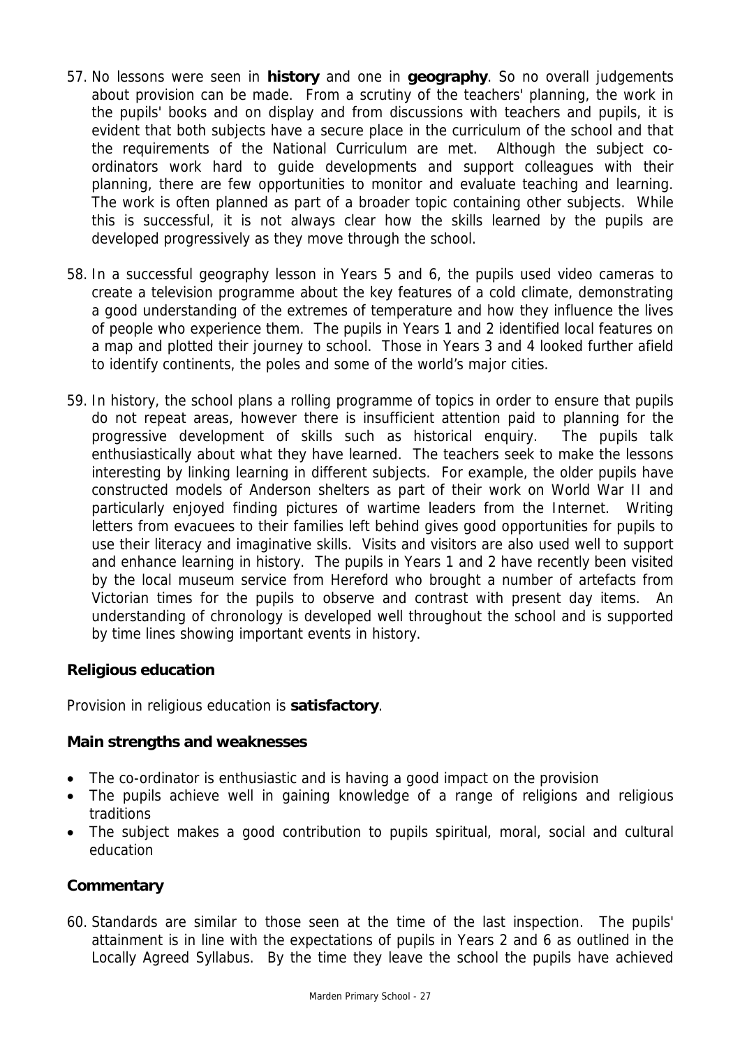57. No lessons were seen in **history** and one in **geography**. So no overall judgements about provision can be made. From a scrutiny of the teachers' planning, the work in the pupils' books and on display and from discussions with teachers and pupils, it is evident that both subjects have a secure place in the curriculum of the school and that the requirements of the National Curriculum are met. Although the subject co-ordinators work hard to guide developments and support colleagues with their planning, there are few opportunities to monitor and evaluate teaching and learning. The work is often planned as part of a broader topic containing other subjects. While this is successful, it is not always clear how the skills learned by the pupils are developed progressively as they move through the school.

58. In a successful geography lesson in Years 5 and 6, the pupils used video cameras to create a television programme about the key features of a cold climate, demonstrating a good understanding of the extremes of temperature and how they influence the lives of people who experience them. The pupils in Years 1 and 2 identified local features on a map and plotted their journey to school. Those in Years 3 and 4 looked further afield to identify continents, the poles and some of the world's major cities.

59. In history, the school plans a rolling programme of topics in order to ensure that pupils do not repeat areas, however there is insufficient attention paid to planning for the progressive development of skills such as historical enquiry. The pupils talk enthusiastically about what they have learned. The teachers seek to make the lessons interesting by linking learning in different subjects. For example, the older pupils have constructed models of Anderson shelters as part of their work on World War II and particularly enjoyed finding pictures of wartime leaders from the Internet. Writing letters from evacuees to their families left behind gives good opportunities for pupils to use their literacy and imaginative skills. Visits and visitors are also used well to support and enhance learning in history. The pupils in Years 1 and 2 have recently been visited by the local museum service from Hereford who brought a number of artefacts from Victorian times for the pupils to observe and contrast with present day items. An understanding of chronology is developed well throughout the school and is supported by time lines showing important events in history.

### Religious education

Provision in religious education is **satisfactory**.

#### Main strengths and weaknesses

- The co-ordinator is enthusiastic and is having a good impact on the provision
- The pupils achieve well in gaining knowledge of a range of religions and religious traditions
- The subject makes a good contribution to pupils spiritual, moral, social and cultural education

#### Commentary

60. Standards are similar to those seen at the time of the last inspection. The pupils' attainment is in line with the expectations of pupils in Years 2 and 6 as outlined in the Locally Agreed Syllabus. By the time they leave the school the pupils have achieved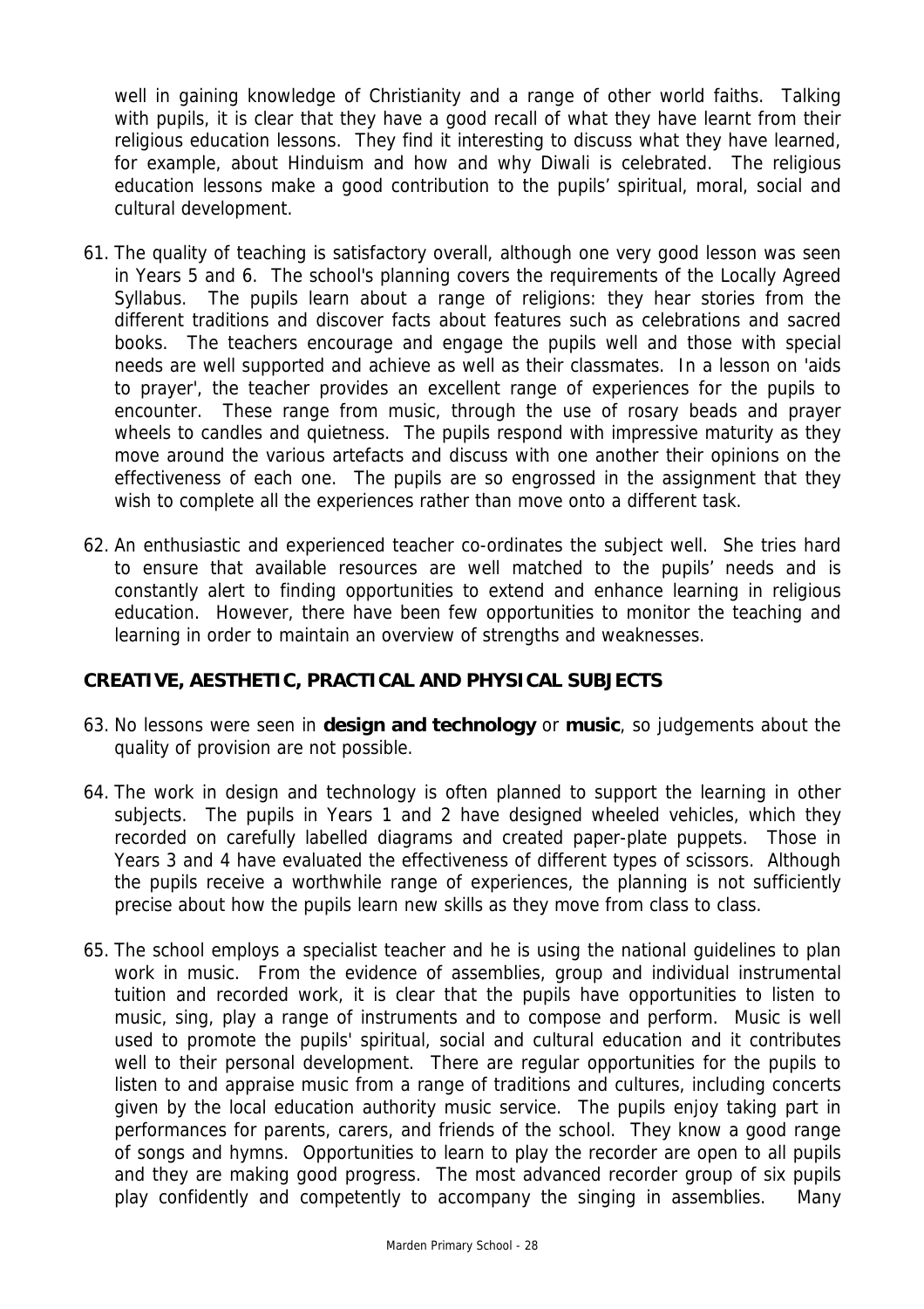well in gaining knowledge of Christianity and a range of other world faiths. Talking with pupils, it is clear that they have a good recall of what they have learnt from their religious education lessons. They find it interesting to discuss what they have learned, for example, about Hinduism and how and why Diwali is celebrated. The religious education lessons make a good contribution to the pupils' spiritual, moral, social and cultural development.

61. The quality of teaching is satisfactory overall, although one very good lesson was seen in Years 5 and 6. The school's planning covers the requirements of the Locally Agreed Syllabus. The pupils learn about a range of religions: they hear stories from the different traditions and discover facts about features such as celebrations and sacred books. The teachers encourage and engage the pupils well and those with special needs are well supported and achieve as well as their classmates. In a lesson on 'aids to prayer', the teacher provides an excellent range of experiences for the pupils to encounter. These range from music, through the use of rosary beads and prayer wheels to candles and quietness. The pupils respond with impressive maturity as they move around the various artefacts and discuss with one another their opinions on the effectiveness of each one. The pupils are so engrossed in the assignment that they wish to complete all the experiences rather than move onto a different task.

62. An enthusiastic and experienced teacher co-ordinates the subject well. She tries hard to ensure that available resources are well matched to the pupils' needs and is constantly alert to finding opportunities to extend and enhance learning in religious education. However, there have been few opportunities to monitor the teaching and learning in order to maintain an overview of strengths and weaknesses.

## CREATIVE, AESTHETIC, PRACTICAL AND PHYSICAL SUBJECTS

63. No lessons were seen in **design and technology** or **music**, so judgements about the quality of provision are not possible.

64. The work in design and technology is often planned to support the learning in other subjects. The pupils in Years 1 and 2 have designed wheeled vehicles, which they recorded on carefully labelled diagrams and created paper-plate puppets. Those in Years 3 and 4 have evaluated the effectiveness of different types of scissors. Although the pupils receive a worthwhile range of experiences, the planning is not sufficiently precise about how the pupils learn new skills as they move from class to class.

65. The school employs a specialist teacher and he is using the national guidelines to plan work in music. From the evidence of assemblies, group and individual instrumental tuition and recorded work, it is clear that the pupils have opportunities to listen to music, sing, play a range of instruments and to compose and perform. Music is well used to promote the pupils' spiritual, social and cultural education and it contributes well to their personal development. There are regular opportunities for the pupils to listen to and appraise music from a range of traditions and cultures, including concerts given by the local education authority music service. The pupils enjoy taking part in performances for parents, carers, and friends of the school. They know a good range of songs and hymns. Opportunities to learn to play the recorder are open to all pupils and they are making good progress. The most advanced recorder group of six pupils play confidently and competently to accompany the singing in assemblies. Many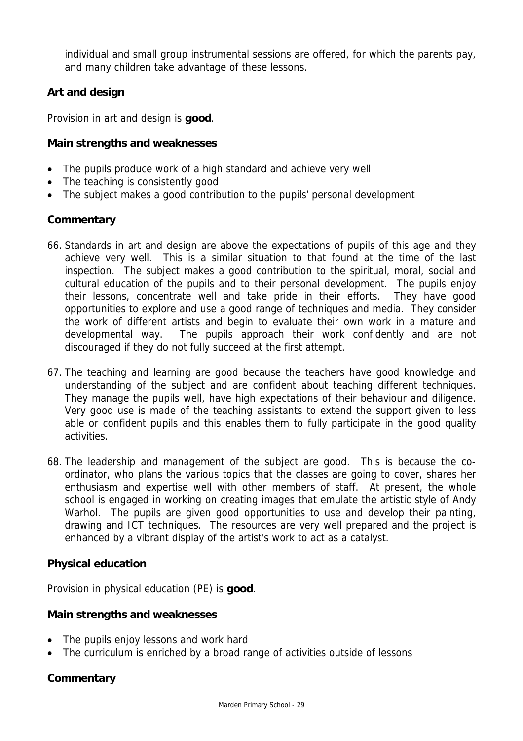individual and small group instrumental sessions are offered, for which the parents pay, and many children take advantage of these lessons.

### Art and design

Provision in art and design is **good**.

#### Main strengths and weaknesses

- The pupils produce work of a high standard and achieve very well
- The teaching is consistently good
- The subject makes a good contribution to the pupils' personal development

#### Commentary

66. Standards in art and design are above the expectations of pupils of this age and they achieve very well. This is a similar situation to that found at the time of the last inspection. The subject makes a good contribution to the spiritual, moral, social and cultural education of the pupils and to their personal development. The pupils enjoy their lessons, concentrate well and take pride in their efforts. They have good opportunities to explore and use a good range of techniques and media. They consider the work of different artists and begin to evaluate their own work in a mature and developmental way. The pupils approach their work confidently and are not discouraged if they do not fully succeed at the first attempt.

67. The teaching and learning are good because the teachers have good knowledge and understanding of the subject and are confident about teaching different techniques. They manage the pupils well, have high expectations of their behaviour and diligence. Very good use is made of the teaching assistants to extend the support given to less able or confident pupils and this enables them to fully participate in the good quality activities.

68. The leadership and management of the subject are good. This is because the co-ordinator, who plans the various topics that the classes are going to cover, shares her enthusiasm and expertise well with other members of staff. At present, the whole school is engaged in working on creating images that emulate the artistic style of Andy Warhol. The pupils are given good opportunities to use and develop their painting, drawing and ICT techniques. The resources are very well prepared and the project is enhanced by a vibrant display of the artist's work to act as a catalyst.

### Physical education

Provision in physical education (PE) is **good**.

#### Main strengths and weaknesses

- The pupils enjoy lessons and work hard
- The curriculum is enriched by a broad range of activities outside of lessons

#### Commentary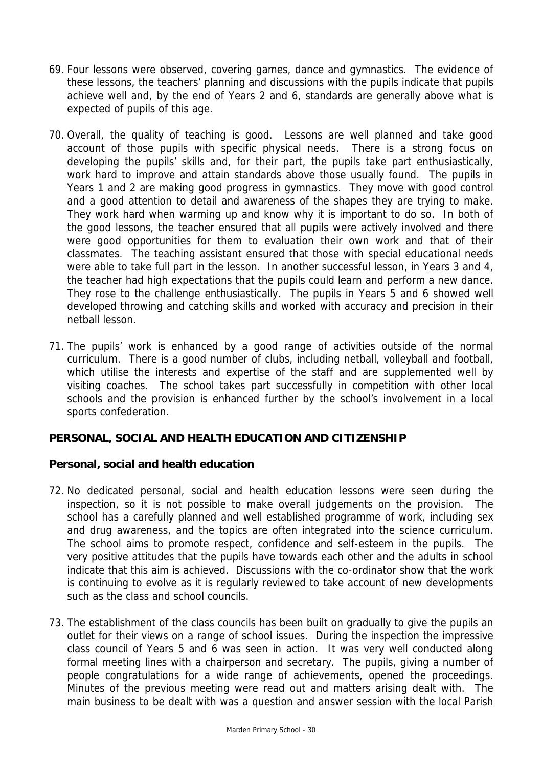69. Four lessons were observed, covering games, dance and gymnastics. The evidence of these lessons, the teachers' planning and discussions with the pupils indicate that pupils achieve well and, by the end of Years 2 and 6, standards are generally above what is expected of pupils of this age.

70. Overall, the quality of teaching is good. Lessons are well planned and take good account of those pupils with specific physical needs. There is a strong focus on developing the pupils' skills and, for their part, the pupils take part enthusiastically, work hard to improve and attain standards above those usually found. The pupils in Years 1 and 2 are making good progress in gymnastics. They move with good control and a good attention to detail and awareness of the shapes they are trying to make. They work hard when warming up and know why it is important to do so. In both of the good lessons, the teacher ensured that all pupils were actively involved and there were good opportunities for them to evaluation their own work and that of their classmates. The teaching assistant ensured that those with special educational needs were able to take full part in the lesson. In another successful lesson, in Years 3 and 4, the teacher had high expectations that the pupils could learn and perform a new dance. They rose to the challenge enthusiastically. The pupils in Years 5 and 6 showed well developed throwing and catching skills and worked with accuracy and precision in their netball lesson.

71. The pupils' work is enhanced by a good range of activities outside of the normal curriculum. There is a good number of clubs, including netball, volleyball and football, which utilise the interests and expertise of the staff and are supplemented well by visiting coaches. The school takes part successfully in competition with other local schools and the provision is enhanced further by the school's involvement in a local sports confederation.

## PERSONAL, SOCIAL AND HEALTH EDUCATION AND CITIZENSHIP

### Personal, social and health education

72. No dedicated personal, social and health education lessons were seen during the inspection, so it is not possible to make overall judgements on the provision. The school has a carefully planned and well established programme of work, including sex and drug awareness, and the topics are often integrated into the science curriculum. The school aims to promote respect, confidence and self-esteem in the pupils. The very positive attitudes that the pupils have towards each other and the adults in school indicate that this aim is achieved. Discussions with the co-ordinator show that the work is continuing to evolve as it is regularly reviewed to take account of new developments such as the class and school councils.

73. The establishment of the class councils has been built on gradually to give the pupils an outlet for their views on a range of school issues. During the inspection the impressive class council of Years 5 and 6 was seen in action. It was very well conducted along formal meeting lines with a chairperson and secretary. The pupils, giving a number of people congratulations for a wide range of achievements, opened the proceedings. Minutes of the previous meeting were read out and matters arising dealt with. The main business to be dealt with was a question and answer session with the local Parish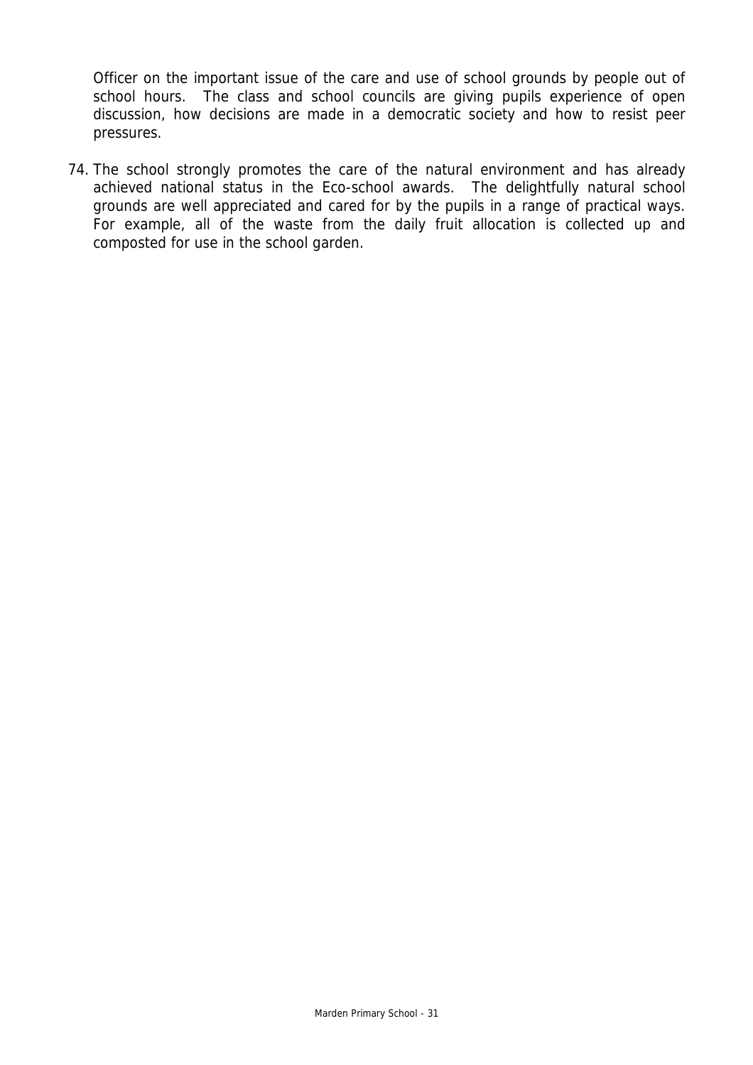Officer on the important issue of the care and use of school grounds by people out of school hours. The class and school councils are giving pupils experience of open discussion, how decisions are made in a democratic society and how to resist peer pressures.

74. The school strongly promotes the care of the natural environment and has already achieved national status in the Eco-school awards. The delightfully natural school grounds are well appreciated and cared for by the pupils in a range of practical ways. For example, all of the waste from the daily fruit allocation is collected up and composted for use in the school garden.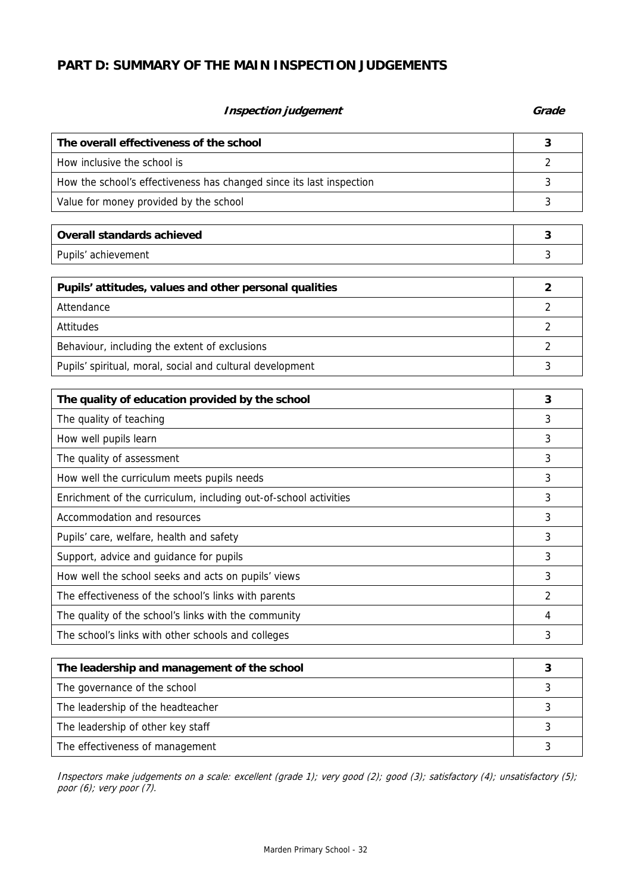## PART D: SUMMARY OF THE MAIN INSPECTION JUDGEMENTS

| ***Inspection judgement*** | ***Grade*** |
|---|---|
| **The overall effectiveness of the school** | **3** |
| How inclusive the school is | 2 |
| How the school's effectiveness has changed since its last inspection | 3 |
| Value for money provided by the school | 3 |
| **Overall standards achieved** | **3** |
| Pupils' achievement | 3 |
| **Pupils' attitudes, values and other personal qualities** | **2** |
| Attendance | 2 |
| Attitudes | 2 |
| Behaviour, including the extent of exclusions | 2 |
| Pupils' spiritual, moral, social and cultural development | 3 |
| **The quality of education provided by the school** | **3** |
| The quality of teaching | 3 |
| How well pupils learn | 3 |
| The quality of assessment | 3 |
| How well the curriculum meets pupils needs | 3 |
| Enrichment of the curriculum, including out-of-school activities | 3 |
| Accommodation and resources | 3 |
| Pupils' care, welfare, health and safety | 3 |
| Support, advice and guidance for pupils | 3 |
| How well the school seeks and acts on pupils' views | 3 |
| The effectiveness of the school's links with parents | 2 |
| The quality of the school's links with the community | 4 |
| The school's links with other schools and colleges | 3 |
| **The leadership and management of the school** | **3** |
| The governance of the school | 3 |
| The leadership of the headteacher | 3 |
| The leadership of other key staff | 3 |
| The effectiveness of management | 3 |

*Inspectors make judgements on a scale: excellent (grade 1); very good (2); good (3); satisfactory (4); unsatisfactory (5); poor (6); very poor (7).*